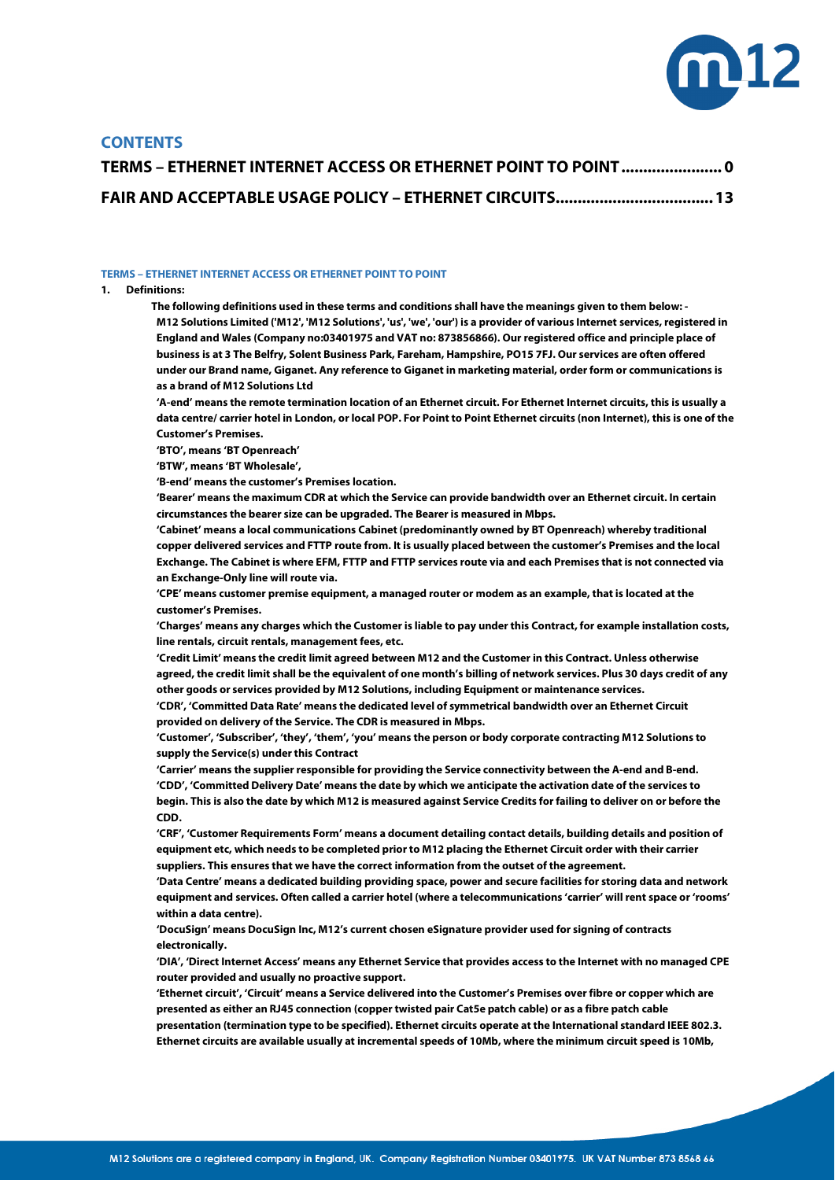## CONTENTS

**TERMS – ETHERNET INTERNET ACCESS OR ETHERNET POINT TO POINT ...................... 0**

**FAIR AND ACCEPTABLE USAGE POLICY – ETHERNET CIRCUITS.................................. 13**

### TERMS – ETHERNET INTERNET ACCESS OR ETHERNET POINT TO POINT

**1. Definitions:**

**The following definitions used in these terms and conditions shall have the meanings given to them below: -**

**M12 Solutions Limited ('M12', 'M12 Solutions', 'us', 'we', 'our') is a provider of various Internet services, registered in England and Wales (Company no:03401975 and VAT no: 873856866). Our registered office and principle place of business is at 3 The Belfry, Solent Business Park, Fareham, Hampshire, PO15 7FJ. Our services are often offered under our Brand name, Giganet. Any reference to Giganet in marketing material, order form or communications is as a brand of M12 Solutions Ltd**

**'A-end' means the remote termination location of an Ethernet circuit. For Ethernet Internet circuits, this is usually a data centre/ carrier hotel in London, or local POP. For Point to Point Ethernet circuits (non Internet), this is one of the Customer's Premises.**

**'BTO', means 'BT Openreach'**

**'BTW', means 'BT Wholesale',**

**'B-end' means the customer's Premises location.**

**'Bearer' means the maximum CDR at which the Service can provide bandwidth over an Ethernet circuit. In certain circumstances the bearer size can be upgraded. The Bearer is measured in Mbps.**

**'Cabinet' means a local communications Cabinet (predominantly owned by BT Openreach) whereby traditional copper delivered services and FTTP route from. It is usually placed between the customer's Premises and the local Exchange. The Cabinet is where EFM, FTTP and FTTP services route via and each Premises that is not connected via an Exchange-Only line will route via.**

**'CPE' means customer premise equipment, a managed router or modem as an example, that is located at the customer's Premises.**

**'Charges' means any charges which the Customer is liable to pay under this Contract, for example installation costs, line rentals, circuit rentals, management fees, etc.**

**'Credit Limit' means the credit limit agreed between M12 and the Customer in this Contract. Unless otherwise agreed, the credit limit shall be the equivalent of one month's billing of network services. Plus 30 days credit of any other goods or services provided by M12 Solutions, including Equipment or maintenance services.**

**'CDR', 'Committed Data Rate' means the dedicated level of symmetrical bandwidth over an Ethernet Circuit provided on delivery of the Service. The CDR is measured in Mbps.**

**'Customer', 'Subscriber', 'they', 'them', 'you' means the person or body corporate contracting M12 Solutions to supply the Service(s) under this Contract**

**'Carrier' means the supplier responsible for providing the Service connectivity between the A-end and B-end.**

**'CDD', 'Committed Delivery Date' means the date by which we anticipate the activation date of the services to begin. This is also the date by which M12 is measured against Service Credits for failing to deliver on or before the CDD.**

**'CRF', 'Customer Requirements Form' means a document detailing contact details, building details and position of equipment etc, which needs to be completed prior to M12 placing the Ethernet Circuit order with their carrier suppliers. This ensures that we have the correct information from the outset of the agreement.**

**'Data Centre' means a dedicated building providing space, power and secure facilities for storing data and network equipment and services. Often called a carrier hotel (where a telecommunications 'carrier' will rent space or 'rooms' within a data centre).**

**'DocuSign' means DocuSign Inc, M12's current chosen eSignature provider used for signing of contracts electronically.**

**'DIA', 'Direct Internet Access' means any Ethernet Service that provides access to the Internet with no managed CPE router provided and usually no proactive support.**

**'Ethernet circuit', 'Circuit' means a Service delivered into the Customer's Premises over fibre or copper which are presented as either an RJ45 connection (copper twisted pair Cat5e patch cable) or as a fibre patch cable presentation (termination type to be specified). Ethernet circuits operate at the International standard IEEE 802.3. Ethernet circuits are available usually at incremental speeds of 10Mb, where the minimum circuit speed is 10Mb,**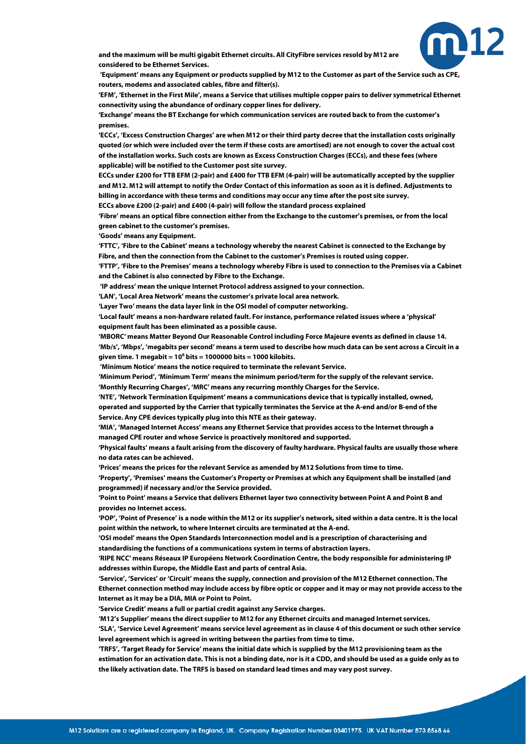**and the maximum will be multi gigabit Ethernet circuits. All CityFibre services resold by M12 are considered to be Ethernet Services.**

**'Equipment' means any Equipment or products supplied by M12 to the Customer as part of the Service such as CPE, routers, modems and associated cables, fibre and filter(s).**

**'EFM', 'Ethernet in the First Mile', means a Service that utilises multiple copper pairs to deliver symmetrical Ethernet connectivity using the abundance of ordinary copper lines for delivery.**

**'Exchange' means the BT Exchange for which communication services are routed back to from the customer's premises.**

**'ECCs', 'Excess Construction Charges' are when M12 or their third party decree that the installation costs originally quoted (or which were included over the term if these costs are amortised) are not enough to cover the actual cost of the installation works. Such costs are known as Excess Construction Charges (ECCs), and these fees (where applicable) will be notified to the Customer post site survey.**

**ECCs under £200 for TTB EFM (2-pair) and £400 for TTB EFM (4-pair) will be automatically accepted by the supplier and M12. M12 will attempt to notify the Order Contact of this information as soon as it is defined. Adjustments to billing in accordance with these terms and conditions may occur any time after the post site survey.**

**ECCs above £200 (2-pair) and £400 (4-pair) will follow the standard process explained**

**'Fibre' means an optical fibre connection either from the Exchange to the customer's premises, or from the local green cabinet to the customer's premises.**

**'Goods' means any Equipment.**

**'FTTC', 'Fibre to the Cabinet' means a technology whereby the nearest Cabinet is connected to the Exchange by Fibre, and then the connection from the Cabinet to the customer's Premises is routed using copper.**

**'FTTP', 'Fibre to the Premises' means a technology whereby Fibre is used to connection to the Premises via a Cabinet and the Cabinet is also connected by Fibre to the Exchange.**

**'IP address' mean the unique Internet Protocol address assigned to your connection.**

**'LAN', 'Local Area Network' means the customer's private local area network.**

**'Layer Two' means the data layer link in the OSI model of computer networking.**

**'Local fault' means a non-hardware related fault. For instance, performance related issues where a 'physical' equipment fault has been eliminated as a possible cause.**

**'MBORC' means Matter Beyond Our Reasonable Control including Force Majeure events as defined in clause 14.**

**'Mb/s', 'Mbps', 'megabits per second' means a term used to describe how much data can be sent across a Circuit in a given time. 1 megabit = $10^6$ bits = 1000000 bits = 1000 kilobits.**

**'Minimum Notice' means the notice required to terminate the relevant Service.**

**'Minimum Period', 'Minimum Term' means the minimum period/term for the supply of the relevant service.**

**'Monthly Recurring Charges', 'MRC' means any recurring monthly Charges for the Service.**

**'NTE', 'Network Termination Equipment' means a communications device that is typically installed, owned, operated and supported by the Carrier that typically terminates the Service at the A-end and/or B-end of the Service. Any CPE devices typically plug into this NTE as their gateway.**

**'MIA', 'Managed Internet Access' means any Ethernet Service that provides access to the Internet through a managed CPE router and whose Service is proactively monitored and supported.**

**'Physical faults' means a fault arising from the discovery of faulty hardware. Physical faults are usually those where no data rates can be achieved.**

**'Prices' means the prices for the relevant Service as amended by M12 Solutions from time to time.**

**'Property', 'Premises' means the Customer's Property or Premises at which any Equipment shall be installed (and programmed) if necessary and/or the Service provided.**

**'Point to Point' means a Service that delivers Ethernet layer two connectivity between Point A and Point B and provides no Internet access.**

**'POP', 'Point of Presence' is a node within the M12 or its supplier's network, sited within a data centre. It is the local point within the network, to where Internet circuits are terminated at the A-end.**

**'OSI model' means the Open Standards Interconnection model and is a prescription of characterising and standardising the functions of a communications system in terms of abstraction layers.**

**'RIPE NCC' means Réseaux IP Européens Network Coordination Centre, the body responsible for administering IP addresses within Europe, the Middle East and parts of central Asia.**

**'Service', 'Services' or 'Circuit' means the supply, connection and provision of the M12 Ethernet connection. The Ethernet connection method may include access by fibre optic or copper and it may or may not provide access to the Internet as it may be a DIA, MIA or Point to Point.**

**'Service Credit' means a full or partial credit against any Service charges.**

**'M12's Supplier' means the direct supplier to M12 for any Ethernet circuits and managed Internet services.**

**'SLA', 'Service Level Agreement' means service level agreement as in clause 4 of this document or such other service level agreement which is agreed in writing between the parties from time to time.**

**'TRFS', 'Target Ready for Service' means the initial date which is supplied by the M12 provisioning team as the estimation for an activation date. This is not a binding date, nor is it a CDD, and should be used as a guide only as to the likely activation date. The TRFS is based on standard lead times and may vary post survey.**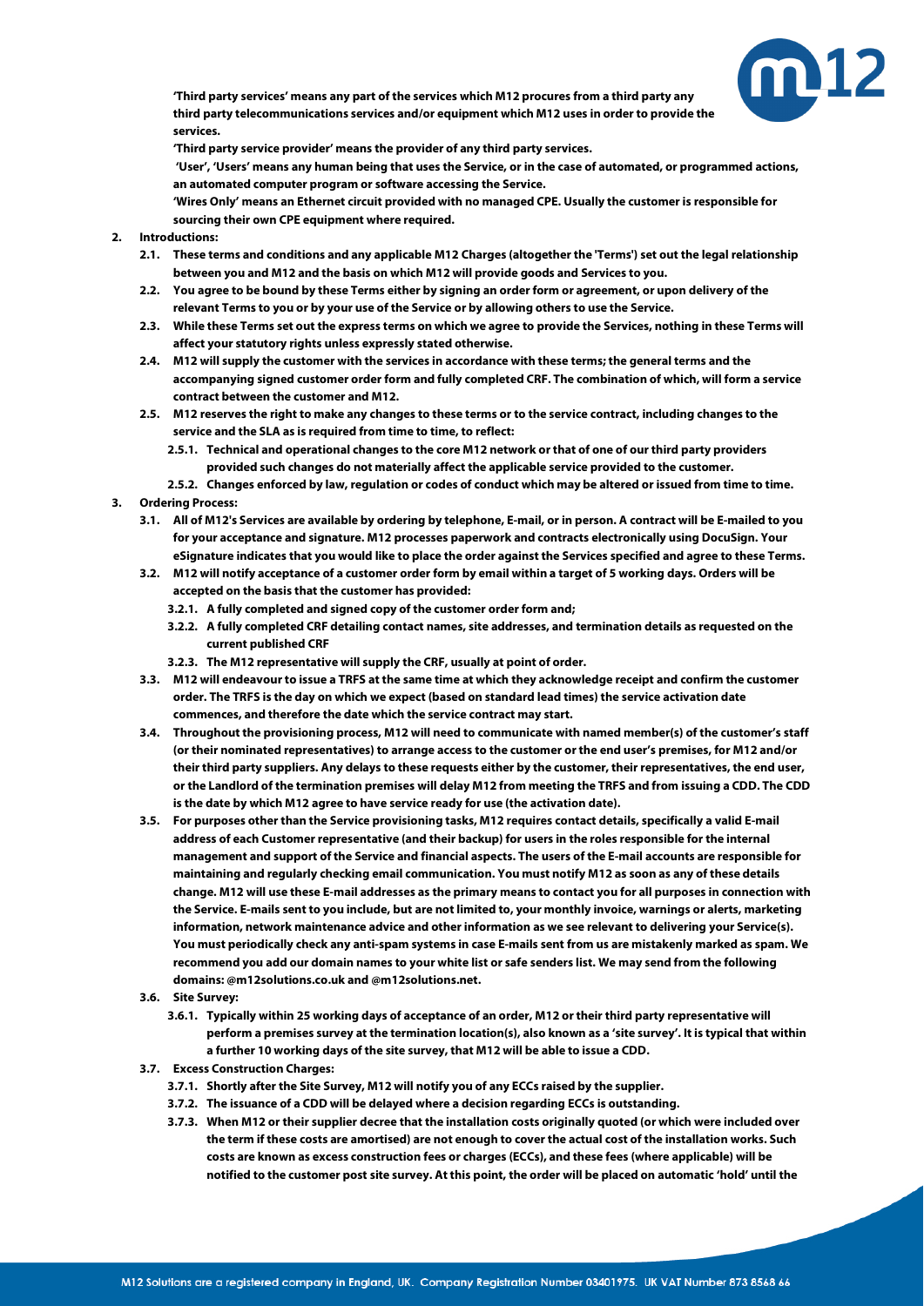**'Third party services' means any part of the services which M12 procures from a third party any third party telecommunications services and/or equipment which M12 uses in order to provide the services.**

**'Third party service provider' means the provider of any third party services.**

**'User', 'Users' means any human being that uses the Service, or in the case of automated, or programmed actions, an automated computer program or software accessing the Service.**

**'Wires Only' means an Ethernet circuit provided with no managed CPE. Usually the customer is responsible for sourcing their own CPE equipment where required.**

**2. Introductions:**

**2.1. These terms and conditions and any applicable M12 Charges (altogether the 'Terms') set out the legal relationship between you and M12 and the basis on which M12 will provide goods and Services to you.**

**2.2. You agree to be bound by these Terms either by signing an order form or agreement, or upon delivery of the relevant Terms to you or by your use of the Service or by allowing others to use the Service.**

**2.3. While these Terms set out the express terms on which we agree to provide the Services, nothing in these Terms will affect your statutory rights unless expressly stated otherwise.**

**2.4. M12 will supply the customer with the services in accordance with these terms; the general terms and the accompanying signed customer order form and fully completed CRF. The combination of which, will form a service contract between the customer and M12.**

**2.5. M12 reserves the right to make any changes to these terms or to the service contract, including changes to the service and the SLA as is required from time to time, to reflect:**

**2.5.1. Technical and operational changes to the core M12 network or that of one of our third party providers provided such changes do not materially affect the applicable service provided to the customer.**

**2.5.2. Changes enforced by law, regulation or codes of conduct which may be altered or issued from time to time.**

**3. Ordering Process:**

**3.1. All of M12's Services are available by ordering by telephone, E-mail, or in person. A contract will be E-mailed to you for your acceptance and signature. M12 processes paperwork and contracts electronically using DocuSign. Your eSignature indicates that you would like to place the order against the Services specified and agree to these Terms.**

**3.2. M12 will notify acceptance of a customer order form by email within a target of 5 working days. Orders will be accepted on the basis that the customer has provided:**

**3.2.1. A fully completed and signed copy of the customer order form and;**

**3.2.2. A fully completed CRF detailing contact names, site addresses, and termination details as requested on the current published CRF**

**3.2.3. The M12 representative will supply the CRF, usually at point of order.**

**3.3. M12 will endeavour to issue a TRFS at the same time at which they acknowledge receipt and confirm the customer order. The TRFS is the day on which we expect (based on standard lead times) the service activation date commences, and therefore the date which the service contract may start.**

**3.4. Throughout the provisioning process, M12 will need to communicate with named member(s) of the customer's staff (or their nominated representatives) to arrange access to the customer or the end user's premises, for M12 and/or their third party suppliers. Any delays to these requests either by the customer, their representatives, the end user, or the Landlord of the termination premises will delay M12 from meeting the TRFS and from issuing a CDD. The CDD is the date by which M12 agree to have service ready for use (the activation date).**

**3.5. For purposes other than the Service provisioning tasks, M12 requires contact details, specifically a valid E-mail address of each Customer representative (and their backup) for users in the roles responsible for the internal management and support of the Service and financial aspects. The users of the E-mail accounts are responsible for maintaining and regularly checking email communication. You must notify M12 as soon as any of these details change. M12 will use these E-mail addresses as the primary means to contact you for all purposes in connection with the Service. E-mails sent to you include, but are not limited to, your monthly invoice, warnings or alerts, marketing information, network maintenance advice and other information as we see relevant to delivering your Service(s). You must periodically check any anti-spam systems in case E-mails sent from us are mistakenly marked as spam. We recommend you add our domain names to your white list or safe senders list. We may send from the following domains: @m12solutions.co.uk and @m12solutions.net.**

**3.6. Site Survey:**

**3.6.1. Typically within 25 working days of acceptance of an order, M12 or their third party representative will perform a premises survey at the termination location(s), also known as a 'site survey'. It is typical that within a further 10 working days of the site survey, that M12 will be able to issue a CDD.**

**3.7. Excess Construction Charges:**

**3.7.1. Shortly after the Site Survey, M12 will notify you of any ECCs raised by the supplier.**

**3.7.2. The issuance of a CDD will be delayed where a decision regarding ECCs is outstanding.**

**3.7.3. When M12 or their supplier decree that the installation costs originally quoted (or which were included over the term if these costs are amortised) are not enough to cover the actual cost of the installation works. Such costs are known as excess construction fees or charges (ECCs), and these fees (where applicable) will be notified to the customer post site survey. At this point, the order will be placed on automatic 'hold' until the**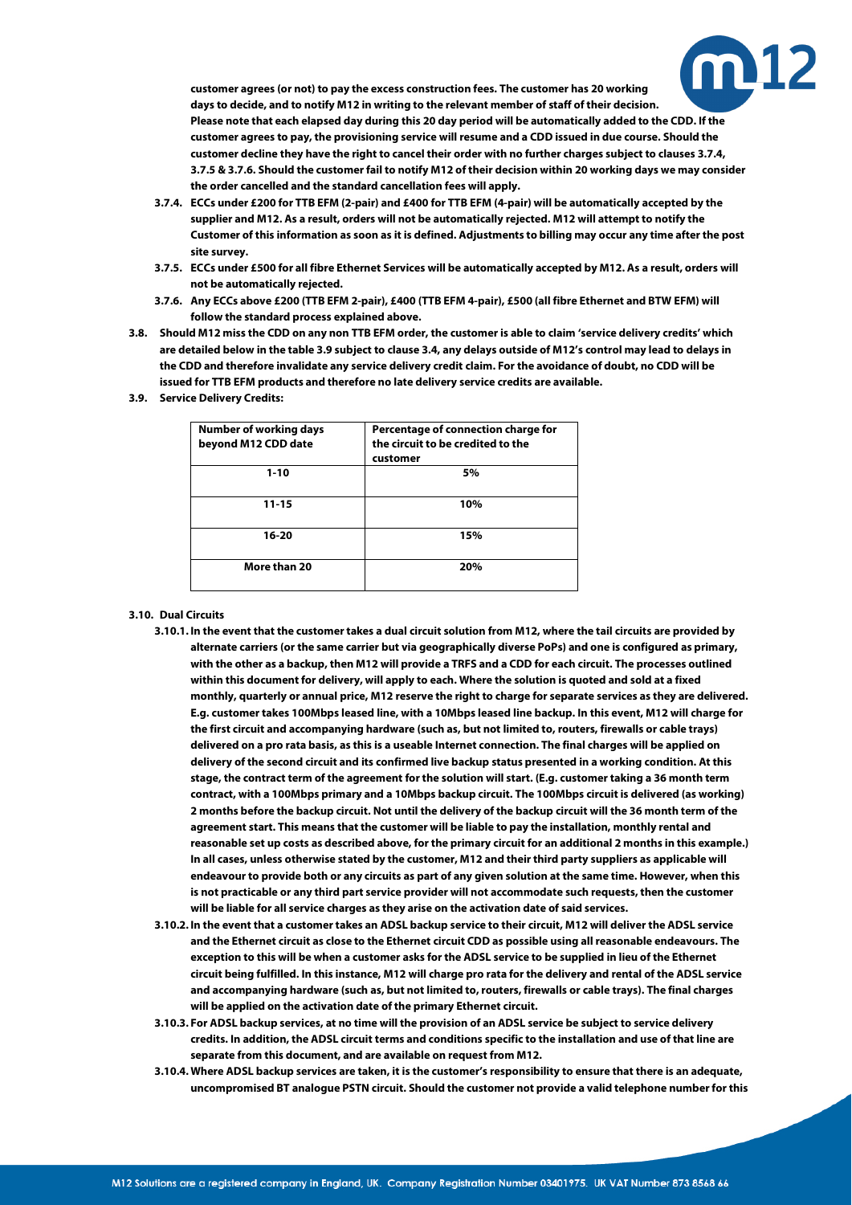**customer agrees (or not) to pay the excess construction fees. The customer has 20 working days to decide, and to notify M12 in writing to the relevant member of staff of their decision. Please note that each elapsed day during this 20 day period will be automatically added to the CDD. If the customer agrees to pay, the provisioning service will resume and a CDD issued in due course. Should the customer decline they have the right to cancel their order with no further charges subject to clauses 3.7.4, 3.7.5 & 3.7.6. Should the customer fail to notify M12 of their decision within 20 working days we may consider the order cancelled and the standard cancellation fees will apply.**

- **3.7.4. ECCs under £200 for TTB EFM (2-pair) and £400 for TTB EFM (4-pair) will be automatically accepted by the supplier and M12. As a result, orders will not be automatically rejected. M12 will attempt to notify the Customer of this information as soon as it is defined. Adjustments to billing may occur any time after the post site survey.**
- **3.7.5. ECCs under £500 for all fibre Ethernet Services will be automatically accepted by M12. As a result, orders will not be automatically rejected.**
- **3.7.6. Any ECCs above £200 (TTB EFM 2-pair), £400 (TTB EFM 4-pair), £500 (all fibre Ethernet and BTW EFM) will follow the standard process explained above.**

**3.8. Should M12 miss the CDD on any non TTB EFM order, the customer is able to claim 'service delivery credits' which are detailed below in the table 3.9 subject to clause 3.4, any delays outside of M12's control may lead to delays in the CDD and therefore invalidate any service delivery credit claim. For the avoidance of doubt, no CDD will be issued for TTB EFM products and therefore no late delivery service credits are available.**

**3.9. Service Delivery Credits:**

| Number of working days beyond M12 CDD date | Percentage of connection charge for the circuit to be credited to the customer |
|---|---|
| 1-10 | 5% |
| 11-15 | 10% |
| 16-20 | 15% |
| More than 20 | 20% |

**3.10. Dual Circuits**

- **3.10.1. In the event that the customer takes a dual circuit solution from M12, where the tail circuits are provided by alternate carriers (or the same carrier but via geographically diverse PoPs) and one is configured as primary, with the other as a backup, then M12 will provide a TRFS and a CDD for each circuit. The processes outlined within this document for delivery, will apply to each. Where the solution is quoted and sold at a fixed monthly, quarterly or annual price, M12 reserve the right to charge for separate services as they are delivered. E.g. customer takes 100Mbps leased line, with a 10Mbps leased line backup. In this event, M12 will charge for the first circuit and accompanying hardware (such as, but not limited to, routers, firewalls or cable trays) delivered on a pro rata basis, as this is a useable Internet connection. The final charges will be applied on delivery of the second circuit and its confirmed live backup status presented in a working condition. At this stage, the contract term of the agreement for the solution will start. (E.g. customer taking a 36 month term contract, with a 100Mbps primary and a 10Mbps backup circuit. The 100Mbps circuit is delivered (as working) 2 months before the backup circuit. Not until the delivery of the backup circuit will the 36 month term of the agreement start. This means that the customer will be liable to pay the installation, monthly rental and reasonable set up costs as described above, for the primary circuit for an additional 2 months in this example.) In all cases, unless otherwise stated by the customer, M12 and their third party suppliers as applicable will endeavour to provide both or any circuits as part of any given solution at the same time. However, when this is not practicable or any third part service provider will not accommodate such requests, then the customer will be liable for all service charges as they arise on the activation date of said services.**
- **3.10.2. In the event that a customer takes an ADSL backup service to their circuit, M12 will deliver the ADSL service and the Ethernet circuit as close to the Ethernet circuit CDD as possible using all reasonable endeavours. The exception to this will be when a customer asks for the ADSL service to be supplied in lieu of the Ethernet circuit being fulfilled. In this instance, M12 will charge pro rata for the delivery and rental of the ADSL service and accompanying hardware (such as, but not limited to, routers, firewalls or cable trays). The final charges will be applied on the activation date of the primary Ethernet circuit.**
- **3.10.3. For ADSL backup services, at no time will the provision of an ADSL service be subject to service delivery credits. In addition, the ADSL circuit terms and conditions specific to the installation and use of that line are separate from this document, and are available on request from M12.**
- **3.10.4. Where ADSL backup services are taken, it is the customer's responsibility to ensure that there is an adequate, uncompromised BT analogue PSTN circuit. Should the customer not provide a valid telephone number for this**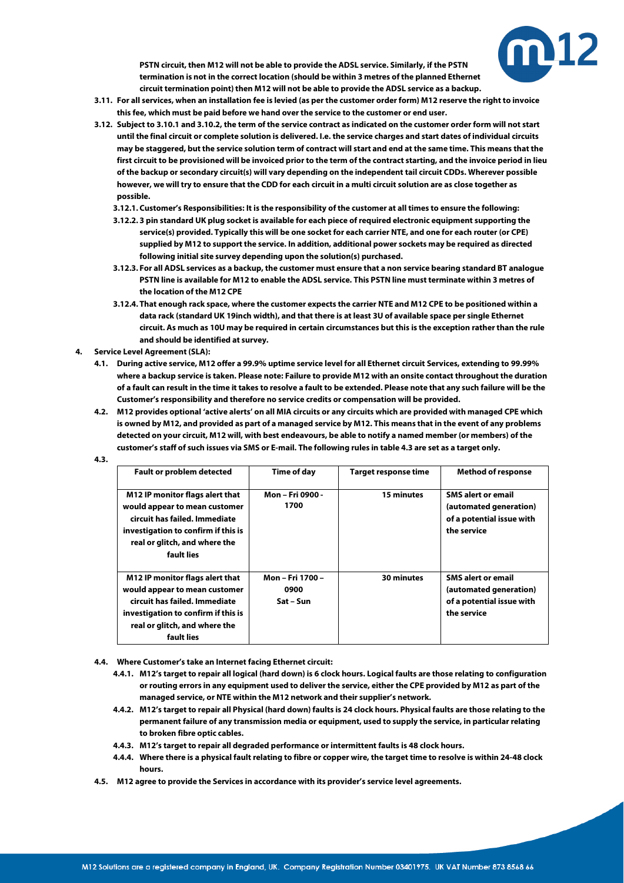PSTN circuit, then M12 will not be able to provide the ADSL service. Similarly, if the PSTN termination is not in the correct location (should be within 3 metres of the planned Ethernet circuit termination point) then M12 will not be able to provide the ADSL service as a backup.

**3.11.** For all services, when an installation fee is levied (as per the customer order form) M12 reserve the right to invoice this fee, which must be paid before we hand over the service to the customer or end user.

**3.12.** Subject to 3.10.1 and 3.10.2, the term of the service contract as indicated on the customer order form will not start until the final circuit or complete solution is delivered. I.e. the service charges and start dates of individual circuits may be staggered, but the service solution term of contract will start and end at the same time. This means that the first circuit to be provisioned will be invoiced prior to the term of the contract starting, and the invoice period in lieu of the backup or secondary circuit(s) will vary depending on the independent tail circuit CDDs. Wherever possible however, we will try to ensure that the CDD for each circuit in a multi circuit solution are as close together as possible.

- **3.12.1.** Customer's Responsibilities: It is the responsibility of the customer at all times to ensure the following:
- **3.12.2.** 3 pin standard UK plug socket is available for each piece of required electronic equipment supporting the service(s) provided. Typically this will be one socket for each carrier NTE, and one for each router (or CPE) supplied by M12 to support the service. In addition, additional power sockets may be required as directed following initial site survey depending upon the solution(s) purchased.
- **3.12.3.** For all ADSL services as a backup, the customer must ensure that a non service bearing standard BT analogue PSTN line is available for M12 to enable the ADSL service. This PSTN line must terminate within 3 metres of the location of the M12 CPE
- **3.12.4.** That enough rack space, where the customer expects the carrier NTE and M12 CPE to be positioned within a data rack (standard UK 19inch width), and that there is at least 3U of available space per single Ethernet circuit. As much as 10U may be required in certain circumstances but this is the exception rather than the rule and should be identified at survey.

## 4. Service Level Agreement (SLA):

**4.1.** During active service, M12 offer a 99.9% uptime service level for all Ethernet circuit Services, extending to 99.99% where a backup service is taken. Please note: Failure to provide M12 with an onsite contact throughout the duration of a fault can result in the time it takes to resolve a fault to be extended. Please note that any such failure will be the Customer's responsibility and therefore no service credits or compensation will be provided.

**4.2.** M12 provides optional 'active alerts' on all MIA circuits or any circuits which are provided with managed CPE which is owned by M12, and provided as part of a managed service by M12. This means that in the event of any problems detected on your circuit, M12 will, with best endeavours, be able to notify a named member (or members) of the customer's staff of such issues via SMS or E-mail. The following rules in table 4.3 are set as a target only.

**4.3.**

| Fault or problem detected | Time of day | Target response time | Method of response |
|---|---|---|---|
| M12 IP monitor flags alert that would appear to mean customer circuit has failed. Immediate investigation to confirm if this is real or glitch, and where the fault lies | Mon – Fri 0900 - 1700 | 15 minutes | SMS alert or email (automated generation) of a potential issue with the service |
| M12 IP monitor flags alert that would appear to mean customer circuit has failed. Immediate investigation to confirm if this is real or glitch, and where the fault lies | Mon – Fri 1700 – 0900 Sat – Sun | 30 minutes | SMS alert or email (automated generation) of a potential issue with the service |

**4.4.** Where Customer's take an Internet facing Ethernet circuit:

- **4.4.1.** M12's target to repair all logical (hard down) is 6 clock hours. Logical faults are those relating to configuration or routing errors in any equipment used to deliver the service, either the CPE provided by M12 as part of the managed service, or NTE within the M12 network and their supplier's network.
- **4.4.2.** M12's target to repair all Physical (hard down) faults is 24 clock hours. Physical faults are those relating to the permanent failure of any transmission media or equipment, used to supply the service, in particular relating to broken fibre optic cables.
- **4.4.3.** M12's target to repair all degraded performance or intermittent faults is 48 clock hours.
- **4.4.4.** Where there is a physical fault relating to fibre or copper wire, the target time to resolve is within 24-48 clock hours.

**4.5.** M12 agree to provide the Services in accordance with its provider's service level agreements.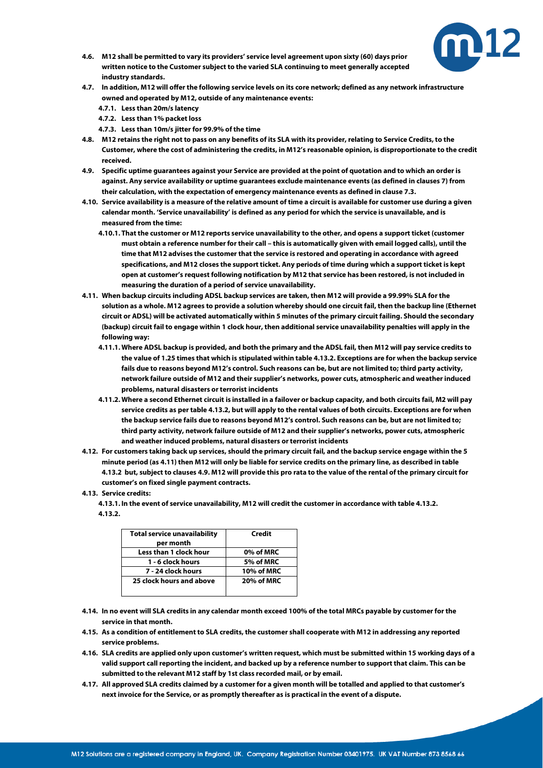**4.6. M12 shall be permitted to vary its providers' service level agreement upon sixty (60) days prior written notice to the Customer subject to the varied SLA continuing to meet generally accepted industry standards.**

**4.7. In addition, M12 will offer the following service levels on its core network; defined as any network infrastructure owned and operated by M12, outside of any maintenance events:**

**4.7.1. Less than 20m/s latency**

**4.7.2. Less than 1% packet loss**

**4.7.3. Less than 10m/s jitter for 99.9% of the time**

**4.8. M12 retains the right not to pass on any benefits of its SLA with its provider, relating to Service Credits, to the Customer, where the cost of administering the credits, in M12's reasonable opinion, is disproportionate to the credit received.**

**4.9. Specific uptime guarantees against your Service are provided at the point of quotation and to which an order is against. Any service availability or uptime guarantees exclude maintenance events (as defined in clauses 7) from their calculation, with the expectation of emergency maintenance events as defined in clause 7.3.**

**4.10. Service availability is a measure of the relative amount of time a circuit is available for customer use during a given calendar month. 'Service unavailability' is defined as any period for which the service is unavailable, and is measured from the time:**

**4.10.1. That the customer or M12 reports service unavailability to the other, and opens a support ticket (customer must obtain a reference number for their call – this is automatically given with email logged calls), until the time that M12 advises the customer that the service is restored and operating in accordance with agreed specifications, and M12 closes the support ticket. Any periods of time during which a support ticket is kept open at customer's request following notification by M12 that service has been restored, is not included in measuring the duration of a period of service unavailability.**

**4.11. When backup circuits including ADSL backup services are taken, then M12 will provide a 99.99% SLA for the solution as a whole. M12 agrees to provide a solution whereby should one circuit fail, then the backup line (Ethernet circuit or ADSL) will be activated automatically within 5 minutes of the primary circuit failing. Should the secondary (backup) circuit fail to engage within 1 clock hour, then additional service unavailability penalties will apply in the following way:**

**4.11.1. Where ADSL backup is provided, and both the primary and the ADSL fail, then M12 will pay service credits to the value of 1.25 times that which is stipulated within table 4.13.2. Exceptions are for when the backup service fails due to reasons beyond M12's control. Such reasons can be, but are not limited to; third party activity, network failure outside of M12 and their supplier's networks, power cuts, atmospheric and weather induced problems, natural disasters or terrorist incidents**

**4.11.2. Where a second Ethernet circuit is installed in a failover or backup capacity, and both circuits fail, M2 will pay service credits as per table 4.13.2, but will apply to the rental values of both circuits. Exceptions are for when the backup service fails due to reasons beyond M12's control. Such reasons can be, but are not limited to; third party activity, network failure outside of M12 and their supplier's networks, power cuts, atmospheric and weather induced problems, natural disasters or terrorist incidents**

**4.12. For customers taking back up services, should the primary circuit fail, and the backup service engage within the 5 minute period (as 4.11) then M12 will only be liable for service credits on the primary line, as described in table 4.13.2 but, subject to clauses 4.9. M12 will provide this pro rata to the value of the rental of the primary circuit for customer's on fixed single payment contracts.**

**4.13. Service credits:**

**4.13.1. In the event of service unavailability, M12 will credit the customer in accordance with table 4.13.2.**

**4.13.2.**

| Total service unavailability per month | Credit |
|---|---|
| Less than 1 clock hour | 0% of MRC |
| 1 - 6 clock hours | 5% of MRC |
| 7 - 24 clock hours | 10% of MRC |
| 25 clock hours and above | 20% of MRC |

**4.14. In no event will SLA credits in any calendar month exceed 100% of the total MRCs payable by customer for the service in that month.**

**4.15. As a condition of entitlement to SLA credits, the customer shall cooperate with M12 in addressing any reported service problems.**

**4.16. SLA credits are applied only upon customer's written request, which must be submitted within 15 working days of a valid support call reporting the incident, and backed up by a reference number to support that claim. This can be submitted to the relevant M12 staff by 1st class recorded mail, or by email.**

**4.17. All approved SLA credits claimed by a customer for a given month will be totalled and applied to that customer's next invoice for the Service, or as promptly thereafter as is practical in the event of a dispute.**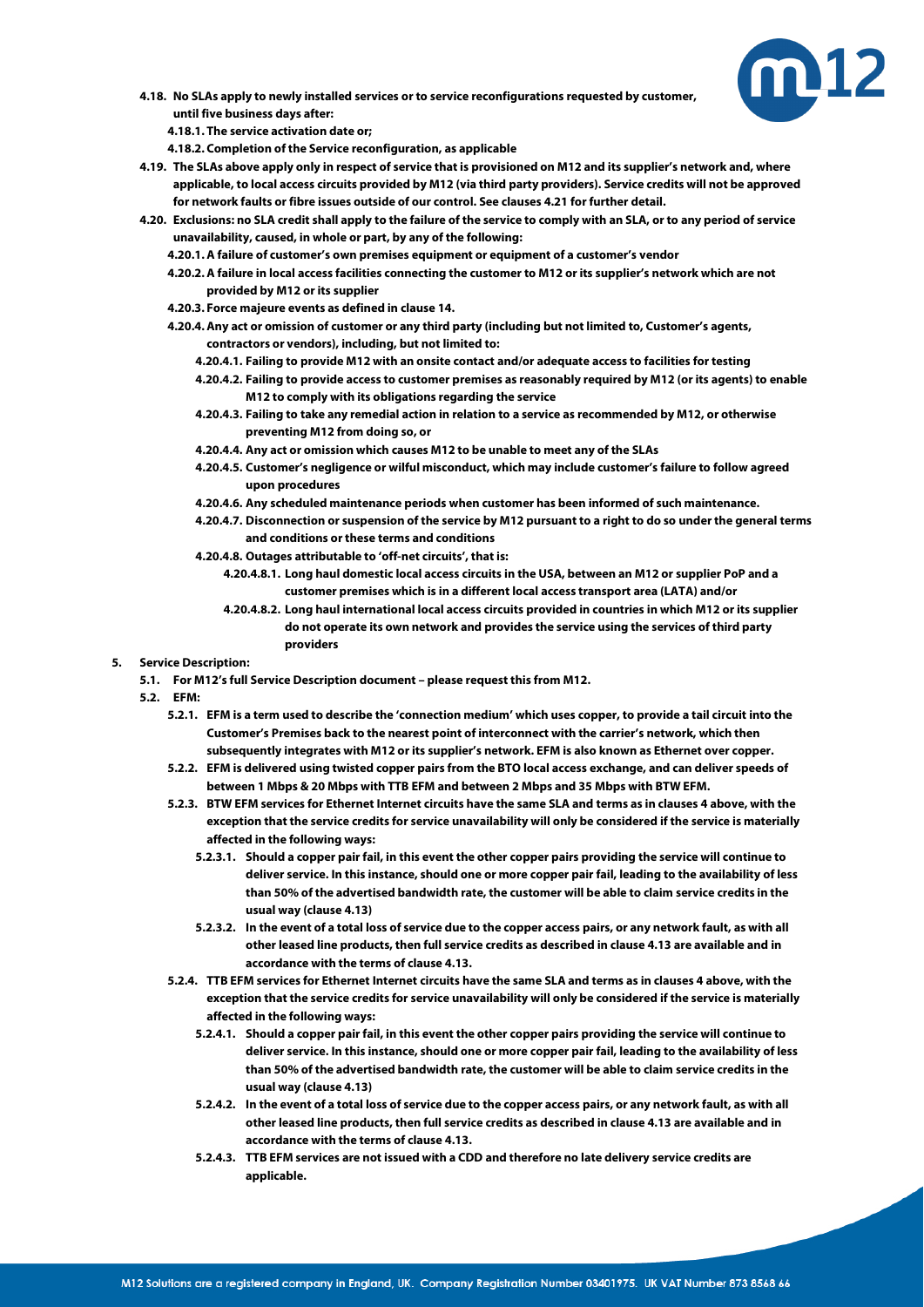**4.18. No SLAs apply to newly installed services or to service reconfigurations requested by customer, until five business days after:**

**4.18.1. The service activation date or;**

**4.18.2. Completion of the Service reconfiguration, as applicable**

**4.19. The SLAs above apply only in respect of service that is provisioned on M12 and its supplier's network and, where applicable, to local access circuits provided by M12 (via third party providers). Service credits will not be approved for network faults or fibre issues outside of our control. See clauses 4.21 for further detail.**

**4.20. Exclusions: no SLA credit shall apply to the failure of the service to comply with an SLA, or to any period of service unavailability, caused, in whole or part, by any of the following:**

**4.20.1. A failure of customer's own premises equipment or equipment of a customer's vendor**

**4.20.2. A failure in local access facilities connecting the customer to M12 or its supplier's network which are not provided by M12 or its supplier**

**4.20.3. Force majeure events as defined in clause 14.**

**4.20.4. Any act or omission of customer or any third party (including but not limited to, Customer's agents, contractors or vendors), including, but not limited to:**

**4.20.4.1. Failing to provide M12 with an onsite contact and/or adequate access to facilities for testing**

**4.20.4.2. Failing to provide access to customer premises as reasonably required by M12 (or its agents) to enable M12 to comply with its obligations regarding the service**

**4.20.4.3. Failing to take any remedial action in relation to a service as recommended by M12, or otherwise preventing M12 from doing so, or**

**4.20.4.4. Any act or omission which causes M12 to be unable to meet any of the SLAs**

**4.20.4.5. Customer's negligence or wilful misconduct, which may include customer's failure to follow agreed upon procedures**

**4.20.4.6. Any scheduled maintenance periods when customer has been informed of such maintenance.**

**4.20.4.7. Disconnection or suspension of the service by M12 pursuant to a right to do so under the general terms and conditions or these terms and conditions**

**4.20.4.8. Outages attributable to 'off-net circuits', that is:**

**4.20.4.8.1. Long haul domestic local access circuits in the USA, between an M12 or supplier PoP and a customer premises which is in a different local access transport area (LATA) and/or**

**4.20.4.8.2. Long haul international local access circuits provided in countries in which M12 or its supplier do not operate its own network and provides the service using the services of third party providers**

**5. Service Description:**

**5.1. For M12's full Service Description document – please request this from M12.**

**5.2. EFM:**

**5.2.1. EFM is a term used to describe the 'connection medium' which uses copper, to provide a tail circuit into the Customer's Premises back to the nearest point of interconnect with the carrier's network, which then subsequently integrates with M12 or its supplier's network. EFM is also known as Ethernet over copper.**

**5.2.2. EFM is delivered using twisted copper pairs from the BTO local access exchange, and can deliver speeds of between 1 Mbps & 20 Mbps with TTB EFM and between 2 Mbps and 35 Mbps with BTW EFM.**

**5.2.3. BTW EFM services for Ethernet Internet circuits have the same SLA and terms as in clauses 4 above, with the exception that the service credits for service unavailability will only be considered if the service is materially affected in the following ways:**

**5.2.3.1. Should a copper pair fail, in this event the other copper pairs providing the service will continue to deliver service. In this instance, should one or more copper pair fail, leading to the availability of less than 50% of the advertised bandwidth rate, the customer will be able to claim service credits in the usual way (clause 4.13)**

**5.2.3.2. In the event of a total loss of service due to the copper access pairs, or any network fault, as with all other leased line products, then full service credits as described in clause 4.13 are available and in accordance with the terms of clause 4.13.**

**5.2.4. TTB EFM services for Ethernet Internet circuits have the same SLA and terms as in clauses 4 above, with the exception that the service credits for service unavailability will only be considered if the service is materially affected in the following ways:**

**5.2.4.1. Should a copper pair fail, in this event the other copper pairs providing the service will continue to deliver service. In this instance, should one or more copper pair fail, leading to the availability of less than 50% of the advertised bandwidth rate, the customer will be able to claim service credits in the usual way (clause 4.13)**

**5.2.4.2. In the event of a total loss of service due to the copper access pairs, or any network fault, as with all other leased line products, then full service credits as described in clause 4.13 are available and in accordance with the terms of clause 4.13.**

**5.2.4.3. TTB EFM services are not issued with a CDD and therefore no late delivery service credits are applicable.**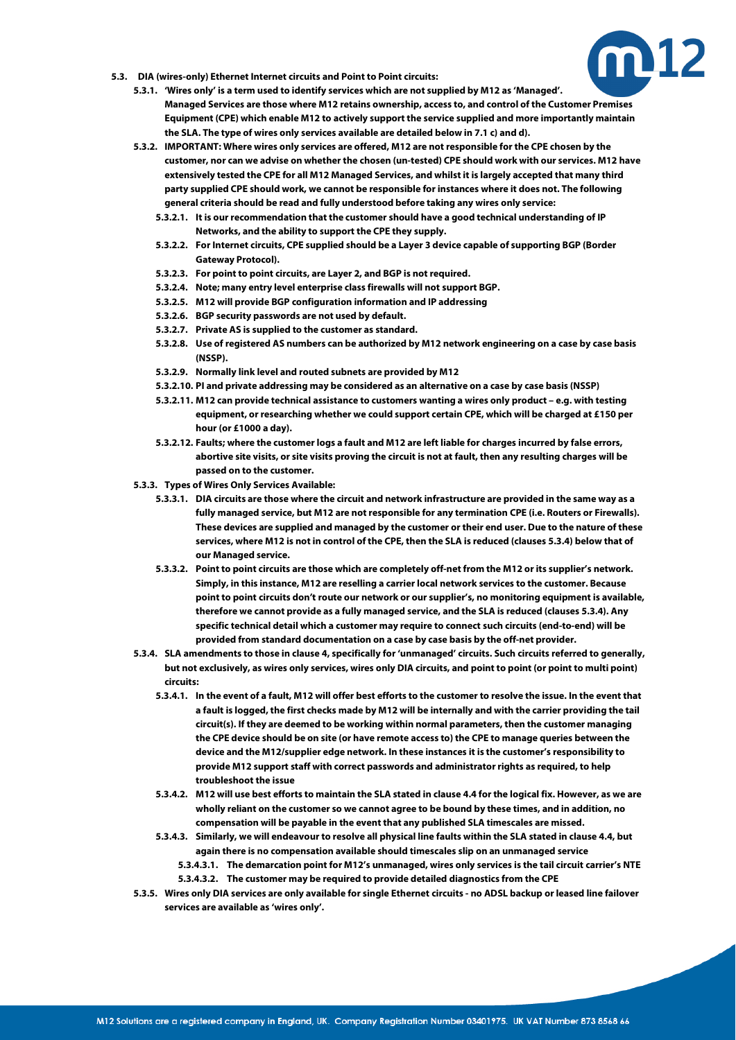**5.3. DIA (wires-only) Ethernet Internet circuits and Point to Point circuits:**

**5.3.1. 'Wires only' is a term used to identify services which are not supplied by M12 as 'Managed'. Managed Services are those where M12 retains ownership, access to, and control of the Customer Premises Equipment (CPE) which enable M12 to actively support the service supplied and more importantly maintain the SLA. The type of wires only services available are detailed below in 7.1 c) and d).**

**5.3.2. IMPORTANT: Where wires only services are offered, M12 are not responsible for the CPE chosen by the customer, nor can we advise on whether the chosen (un-tested) CPE should work with our services. M12 have extensively tested the CPE for all M12 Managed Services, and whilst it is largely accepted that many third party supplied CPE should work, we cannot be responsible for instances where it does not. The following general criteria should be read and fully understood before taking any wires only service:**

**5.3.2.1. It is our recommendation that the customer should have a good technical understanding of IP Networks, and the ability to support the CPE they supply.**

**5.3.2.2. For Internet circuits, CPE supplied should be a Layer 3 device capable of supporting BGP (Border Gateway Protocol).**

**5.3.2.3. For point to point circuits, are Layer 2, and BGP is not required.**

**5.3.2.4. Note; many entry level enterprise class firewalls will not support BGP.**

**5.3.2.5. M12 will provide BGP configuration information and IP addressing**

**5.3.2.6. BGP security passwords are not used by default.**

**5.3.2.7. Private AS is supplied to the customer as standard.**

**5.3.2.8. Use of registered AS numbers can be authorized by M12 network engineering on a case by case basis (NSSP).**

**5.3.2.9. Normally link level and routed subnets are provided by M12**

**5.3.2.10. PI and private addressing may be considered as an alternative on a case by case basis (NSSP)**

**5.3.2.11. M12 can provide technical assistance to customers wanting a wires only product – e.g. with testing equipment, or researching whether we could support certain CPE, which will be charged at £150 per hour (or £1000 a day).**

**5.3.2.12. Faults; where the customer logs a fault and M12 are left liable for charges incurred by false errors, abortive site visits, or site visits proving the circuit is not at fault, then any resulting charges will be passed on to the customer.**

**5.3.3. Types of Wires Only Services Available:**

**5.3.3.1. DIA circuits are those where the circuit and network infrastructure are provided in the same way as a fully managed service, but M12 are not responsible for any termination CPE (i.e. Routers or Firewalls). These devices are supplied and managed by the customer or their end user. Due to the nature of these services, where M12 is not in control of the CPE, then the SLA is reduced (clauses 5.3.4) below that of our Managed service.**

**5.3.3.2. Point to point circuits are those which are completely off-net from the M12 or its supplier's network. Simply, in this instance, M12 are reselling a carrier local network services to the customer. Because point to point circuits don't route our network or our supplier's, no monitoring equipment is available, therefore we cannot provide as a fully managed service, and the SLA is reduced (clauses 5.3.4). Any specific technical detail which a customer may require to connect such circuits (end-to-end) will be provided from standard documentation on a case by case basis by the off-net provider.**

**5.3.4. SLA amendments to those in clause 4, specifically for 'unmanaged' circuits. Such circuits referred to generally, but not exclusively, as wires only services, wires only DIA circuits, and point to point (or point to multi point) circuits:**

**5.3.4.1. In the event of a fault, M12 will offer best efforts to the customer to resolve the issue. In the event that a fault is logged, the first checks made by M12 will be internally and with the carrier providing the tail circuit(s). If they are deemed to be working within normal parameters, then the customer managing the CPE device should be on site (or have remote access to) the CPE to manage queries between the device and the M12/supplier edge network. In these instances it is the customer's responsibility to provide M12 support staff with correct passwords and administrator rights as required, to help troubleshoot the issue**

**5.3.4.2. M12 will use best efforts to maintain the SLA stated in clause 4.4 for the logical fix. However, as we are wholly reliant on the customer so we cannot agree to be bound by these times, and in addition, no compensation will be payable in the event that any published SLA timescales are missed.**

**5.3.4.3. Similarly, we will endeavour to resolve all physical line faults within the SLA stated in clause 4.4, but again there is no compensation available should timescales slip on an unmanaged service**

**5.3.4.3.1. The demarcation point for M12's unmanaged, wires only services is the tail circuit carrier's NTE**

**5.3.4.3.2. The customer may be required to provide detailed diagnostics from the CPE**

**5.3.5. Wires only DIA services are only available for single Ethernet circuits - no ADSL backup or leased line failover services are available as 'wires only'.**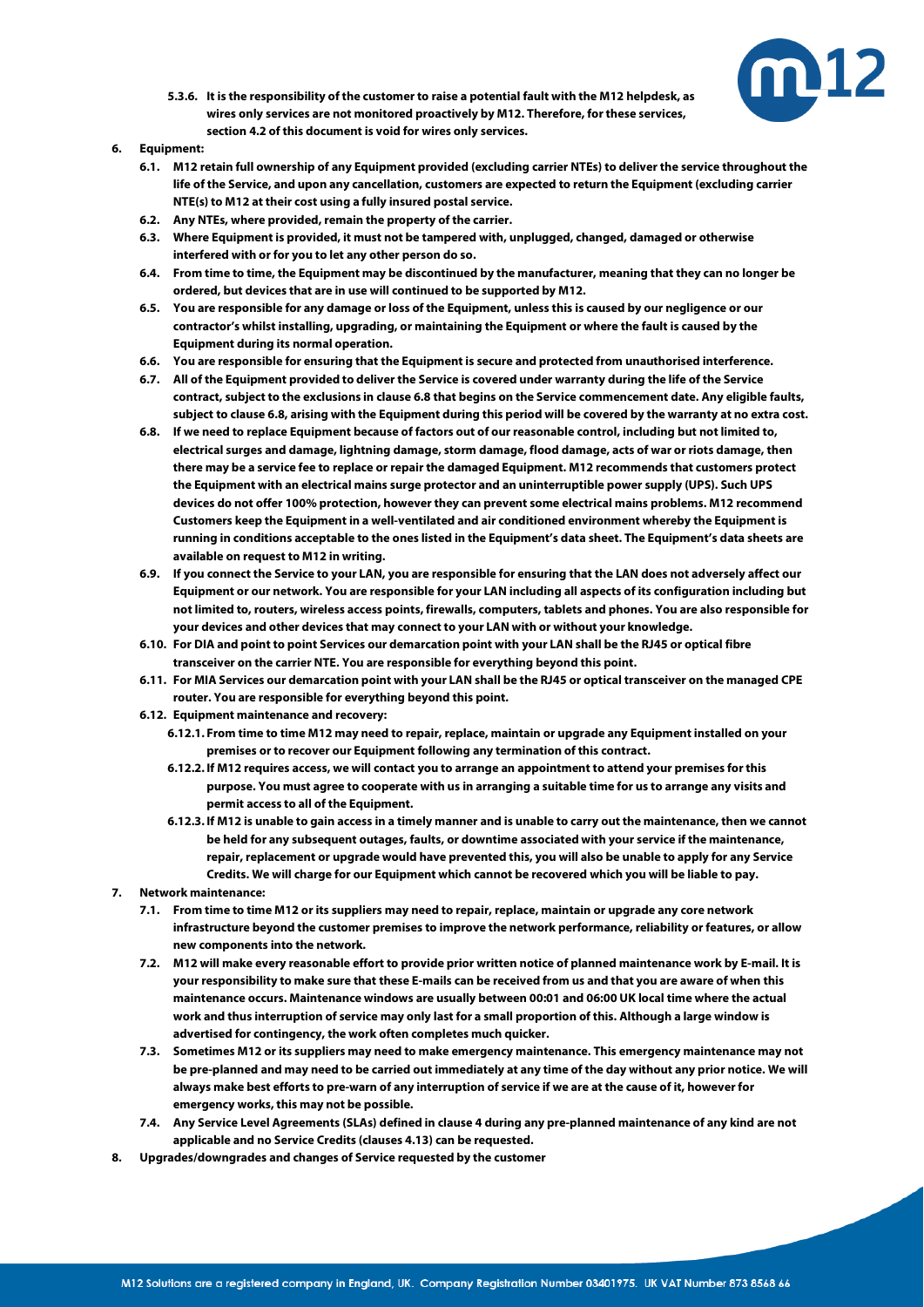**5.3.6. It is the responsibility of the customer to raise a potential fault with the M12 helpdesk, as wires only services are not monitored proactively by M12. Therefore, for these services, section 4.2 of this document is void for wires only services.**

**6. Equipment:**

**6.1. M12 retain full ownership of any Equipment provided (excluding carrier NTEs) to deliver the service throughout the life of the Service, and upon any cancellation, customers are expected to return the Equipment (excluding carrier NTE(s) to M12 at their cost using a fully insured postal service.**

**6.2. Any NTEs, where provided, remain the property of the carrier.**

**6.3. Where Equipment is provided, it must not be tampered with, unplugged, changed, damaged or otherwise interfered with or for you to let any other person do so.**

**6.4. From time to time, the Equipment may be discontinued by the manufacturer, meaning that they can no longer be ordered, but devices that are in use will continued to be supported by M12.**

**6.5. You are responsible for any damage or loss of the Equipment, unless this is caused by our negligence or our contractor's whilst installing, upgrading, or maintaining the Equipment or where the fault is caused by the Equipment during its normal operation.**

**6.6. You are responsible for ensuring that the Equipment is secure and protected from unauthorised interference.**

**6.7. All of the Equipment provided to deliver the Service is covered under warranty during the life of the Service contract, subject to the exclusions in clause 6.8 that begins on the Service commencement date. Any eligible faults, subject to clause 6.8, arising with the Equipment during this period will be covered by the warranty at no extra cost.**

**6.8. If we need to replace Equipment because of factors out of our reasonable control, including but not limited to, electrical surges and damage, lightning damage, storm damage, flood damage, acts of war or riots damage, then there may be a service fee to replace or repair the damaged Equipment. M12 recommends that customers protect the Equipment with an electrical mains surge protector and an uninterruptible power supply (UPS). Such UPS devices do not offer 100% protection, however they can prevent some electrical mains problems. M12 recommend Customers keep the Equipment in a well-ventilated and air conditioned environment whereby the Equipment is running in conditions acceptable to the ones listed in the Equipment's data sheet. The Equipment's data sheets are available on request to M12 in writing.**

**6.9. If you connect the Service to your LAN, you are responsible for ensuring that the LAN does not adversely affect our Equipment or our network. You are responsible for your LAN including all aspects of its configuration including but not limited to, routers, wireless access points, firewalls, computers, tablets and phones. You are also responsible for your devices and other devices that may connect to your LAN with or without your knowledge.**

**6.10. For DIA and point to point Services our demarcation point with your LAN shall be the RJ45 or optical fibre transceiver on the carrier NTE. You are responsible for everything beyond this point.**

**6.11. For MIA Services our demarcation point with your LAN shall be the RJ45 or optical transceiver on the managed CPE router. You are responsible for everything beyond this point.**

**6.12. Equipment maintenance and recovery:**

**6.12.1. From time to time M12 may need to repair, replace, maintain or upgrade any Equipment installed on your premises or to recover our Equipment following any termination of this contract.**

**6.12.2. If M12 requires access, we will contact you to arrange an appointment to attend your premises for this purpose. You must agree to cooperate with us in arranging a suitable time for us to arrange any visits and permit access to all of the Equipment.**

**6.12.3. If M12 is unable to gain access in a timely manner and is unable to carry out the maintenance, then we cannot be held for any subsequent outages, faults, or downtime associated with your service if the maintenance, repair, replacement or upgrade would have prevented this, you will also be unable to apply for any Service Credits. We will charge for our Equipment which cannot be recovered which you will be liable to pay.**

**7. Network maintenance:**

**7.1. From time to time M12 or its suppliers may need to repair, replace, maintain or upgrade any core network infrastructure beyond the customer premises to improve the network performance, reliability or features, or allow new components into the network.**

**7.2. M12 will make every reasonable effort to provide prior written notice of planned maintenance work by E-mail. It is your responsibility to make sure that these E-mails can be received from us and that you are aware of when this maintenance occurs. Maintenance windows are usually between 00:01 and 06:00 UK local time where the actual work and thus interruption of service may only last for a small proportion of this. Although a large window is advertised for contingency, the work often completes much quicker.**

**7.3. Sometimes M12 or its suppliers may need to make emergency maintenance. This emergency maintenance may not be pre-planned and may need to be carried out immediately at any time of the day without any prior notice. We will always make best efforts to pre-warn of any interruption of service if we are at the cause of it, however for emergency works, this may not be possible.**

**7.4. Any Service Level Agreements (SLAs) defined in clause 4 during any pre-planned maintenance of any kind are not applicable and no Service Credits (clauses 4.13) can be requested.**

**8. Upgrades/downgrades and changes of Service requested by the customer**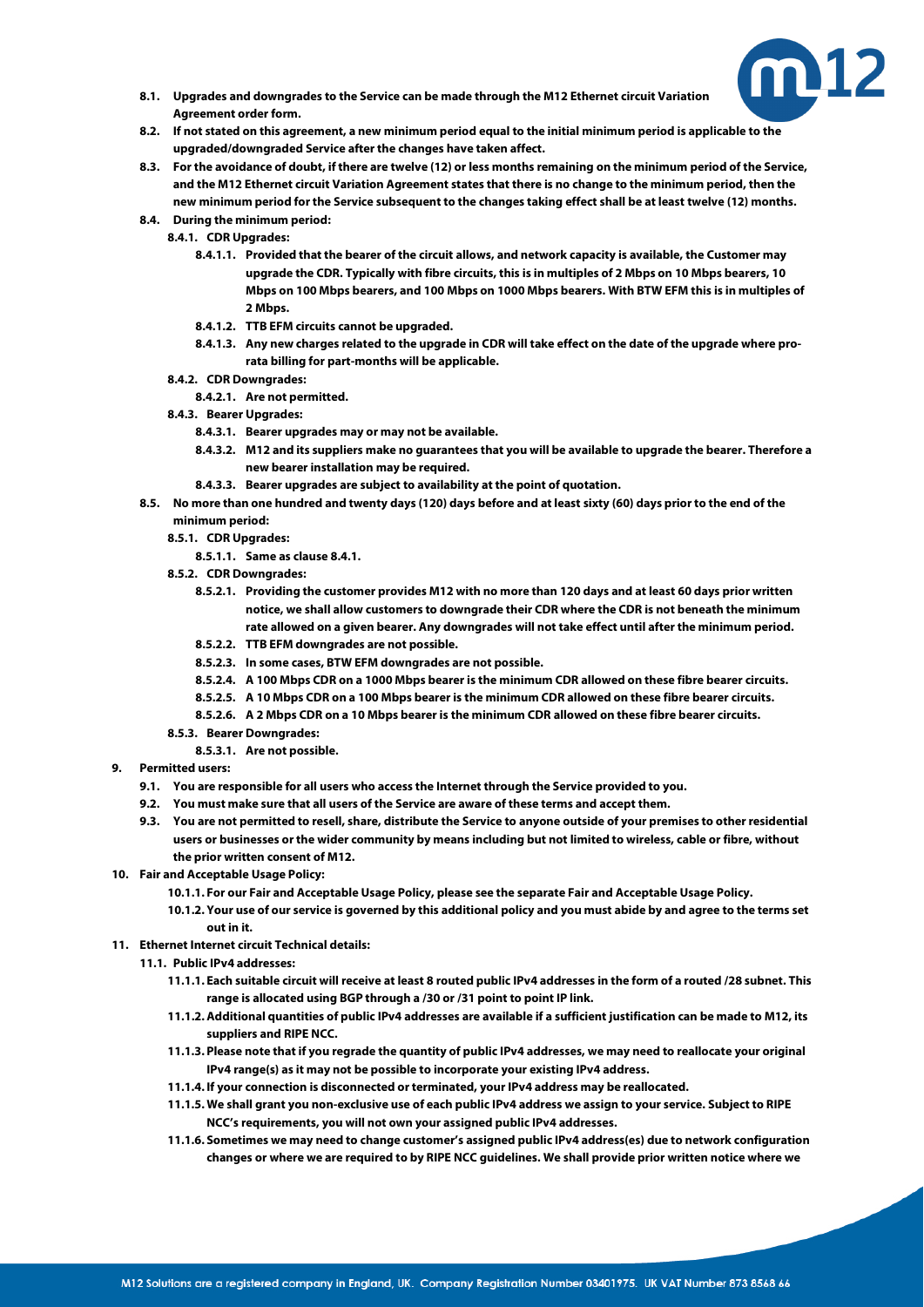8.1. Upgrades and downgrades to the Service can be made through the M12 Ethernet circuit Variation Agreement order form.

8.2. If not stated on this agreement, a new minimum period equal to the initial minimum period is applicable to the upgraded/downgraded Service after the changes have taken affect.

8.3. For the avoidance of doubt, if there are twelve (12) or less months remaining on the minimum period of the Service, and the M12 Ethernet circuit Variation Agreement states that there is no change to the minimum period, then the new minimum period for the Service subsequent to the changes taking effect shall be at least twelve (12) months.

8.4. During the minimum period:

8.4.1. CDR Upgrades:

8.4.1.1. Provided that the bearer of the circuit allows, and network capacity is available, the Customer may upgrade the CDR. Typically with fibre circuits, this is in multiples of 2 Mbps on 10 Mbps bearers, 10 Mbps on 100 Mbps bearers, and 100 Mbps on 1000 Mbps bearers. With BTW EFM this is in multiples of 2 Mbps.

8.4.1.2. TTB EFM circuits cannot be upgraded.

8.4.1.3. Any new charges related to the upgrade in CDR will take effect on the date of the upgrade where pro-rata billing for part-months will be applicable.

8.4.2. CDR Downgrades:

8.4.2.1. Are not permitted.

8.4.3. Bearer Upgrades:

8.4.3.1. Bearer upgrades may or may not be available.

8.4.3.2. M12 and its suppliers make no guarantees that you will be available to upgrade the bearer. Therefore a new bearer installation may be required.

8.4.3.3. Bearer upgrades are subject to availability at the point of quotation.

8.5. No more than one hundred and twenty days (120) days before and at least sixty (60) days prior to the end of the minimum period:

8.5.1. CDR Upgrades:

8.5.1.1. Same as clause 8.4.1.

8.5.2. CDR Downgrades:

8.5.2.1. Providing the customer provides M12 with no more than 120 days and at least 60 days prior written notice, we shall allow customers to downgrade their CDR where the CDR is not beneath the minimum rate allowed on a given bearer. Any downgrades will not take effect until after the minimum period.

8.5.2.2. TTB EFM downgrades are not possible.

8.5.2.3. In some cases, BTW EFM downgrades are not possible.

8.5.2.4. A 100 Mbps CDR on a 1000 Mbps bearer is the minimum CDR allowed on these fibre bearer circuits.

8.5.2.5. A 10 Mbps CDR on a 100 Mbps bearer is the minimum CDR allowed on these fibre bearer circuits.

8.5.2.6. A 2 Mbps CDR on a 10 Mbps bearer is the minimum CDR allowed on these fibre bearer circuits.

8.5.3. Bearer Downgrades:

8.5.3.1. Are not possible.

9. Permitted users:

9.1. You are responsible for all users who access the Internet through the Service provided to you.

9.2. You must make sure that all users of the Service are aware of these terms and accept them.

9.3. You are not permitted to resell, share, distribute the Service to anyone outside of your premises to other residential users or businesses or the wider community by means including but not limited to wireless, cable or fibre, without the prior written consent of M12.

10. Fair and Acceptable Usage Policy:

10.1.1. For our Fair and Acceptable Usage Policy, please see the separate Fair and Acceptable Usage Policy.

10.1.2. Your use of our service is governed by this additional policy and you must abide by and agree to the terms set out in it.

11. Ethernet Internet circuit Technical details:

11.1. Public IPv4 addresses:

11.1.1. Each suitable circuit will receive at least 8 routed public IPv4 addresses in the form of a routed /28 subnet. This range is allocated using BGP through a /30 or /31 point to point IP link.

11.1.2. Additional quantities of public IPv4 addresses are available if a sufficient justification can be made to M12, its suppliers and RIPE NCC.

11.1.3. Please note that if you regrade the quantity of public IPv4 addresses, we may need to reallocate your original IPv4 range(s) as it may not be possible to incorporate your existing IPv4 address.

11.1.4. If your connection is disconnected or terminated, your IPv4 address may be reallocated.

11.1.5. We shall grant you non-exclusive use of each public IPv4 address we assign to your service. Subject to RIPE NCC's requirements, you will not own your assigned public IPv4 addresses.

11.1.6. Sometimes we may need to change customer's assigned public IPv4 address(es) due to network configuration changes or where we are required to by RIPE NCC guidelines. We shall provide prior written notice where we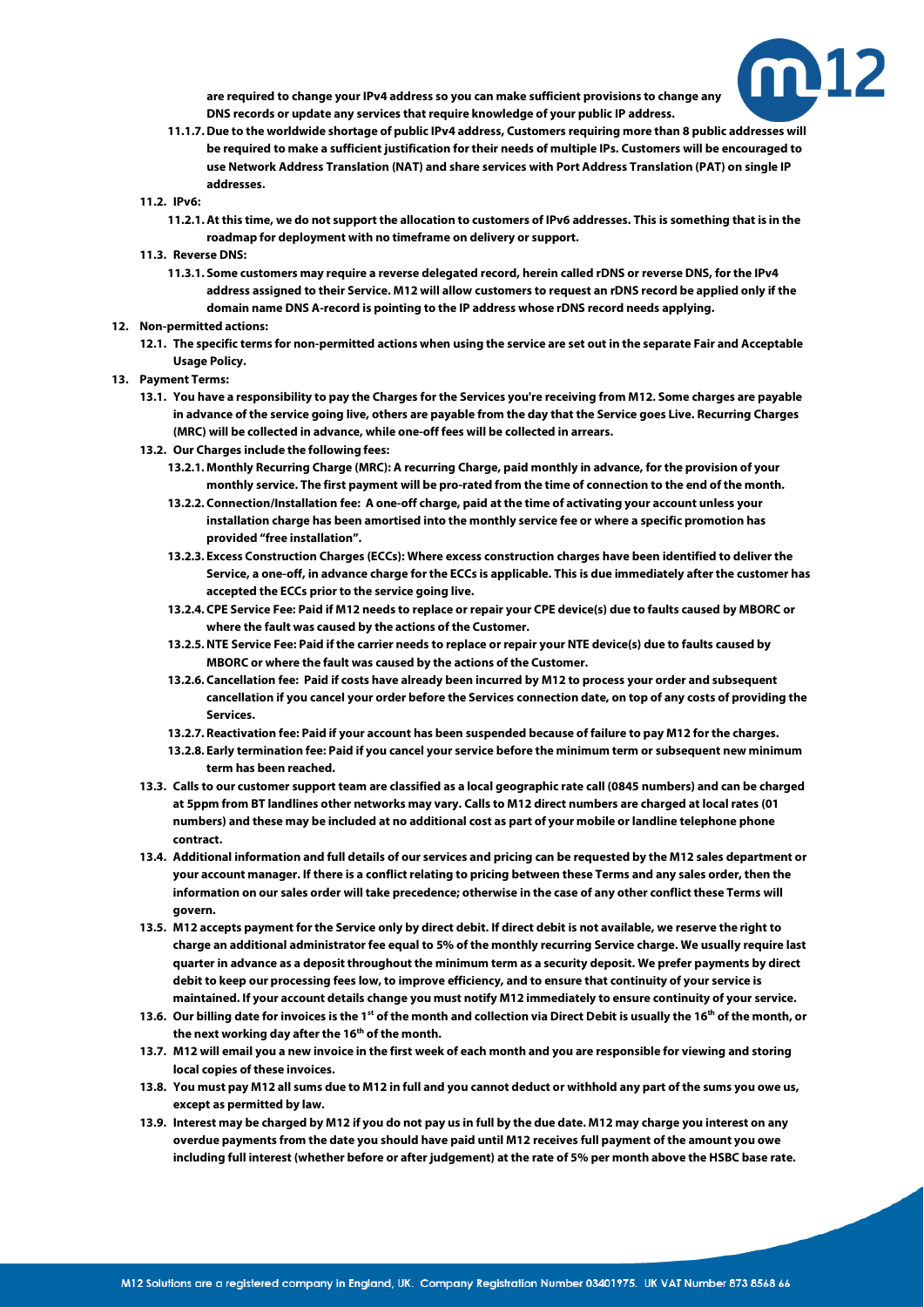are required to change your IPv4 address so you can make sufficient provisions to change any DNS records or update any services that require knowledge of your public IP address.

11.1.7. Due to the worldwide shortage of public IPv4 address, Customers requiring more than 8 public addresses will be required to make a sufficient justification for their needs of multiple IPs. Customers will be encouraged to use Network Address Translation (NAT) and share services with Port Address Translation (PAT) on single IP addresses.

11.2. IPv6:

11.2.1. At this time, we do not support the allocation to customers of IPv6 addresses. This is something that is in the roadmap for deployment with no timeframe on delivery or support.

11.3. Reverse DNS:

11.3.1. Some customers may require a reverse delegated record, herein called rDNS or reverse DNS, for the IPv4 address assigned to their Service. M12 will allow customers to request an rDNS record be applied only if the domain name DNS A-record is pointing to the IP address whose rDNS record needs applying.

12. Non-permitted actions:

12.1. The specific terms for non-permitted actions when using the service are set out in the separate Fair and Acceptable Usage Policy.

13. Payment Terms:

13.1. You have a responsibility to pay the Charges for the Services you're receiving from M12. Some charges are payable in advance of the service going live, others are payable from the day that the Service goes Live. Recurring Charges (MRC) will be collected in advance, while one-off fees will be collected in arrears.

13.2. Our Charges include the following fees:

13.2.1. Monthly Recurring Charge (MRC): A recurring Charge, paid monthly in advance, for the provision of your monthly service. The first payment will be pro-rated from the time of connection to the end of the month.

13.2.2. Connection/Installation fee: A one-off charge, paid at the time of activating your account unless your installation charge has been amortised into the monthly service fee or where a specific promotion has provided "free installation".

13.2.3. Excess Construction Charges (ECCs): Where excess construction charges have been identified to deliver the Service, a one-off, in advance charge for the ECCs is applicable. This is due immediately after the customer has accepted the ECCs prior to the service going live.

13.2.4. CPE Service Fee: Paid if M12 needs to replace or repair your CPE device(s) due to faults caused by MBORC or where the fault was caused by the actions of the Customer.

13.2.5. NTE Service Fee: Paid if the carrier needs to replace or repair your NTE device(s) due to faults caused by MBORC or where the fault was caused by the actions of the Customer.

13.2.6. Cancellation fee: Paid if costs have already been incurred by M12 to process your order and subsequent cancellation if you cancel your order before the Services connection date, on top of any costs of providing the Services.

13.2.7. Reactivation fee: Paid if your account has been suspended because of failure to pay M12 for the charges.

13.2.8. Early termination fee: Paid if you cancel your service before the minimum term or subsequent new minimum term has been reached.

13.3. Calls to our customer support team are classified as a local geographic rate call (0845 numbers) and can be charged at 5ppm from BT landlines other networks may vary. Calls to M12 direct numbers are charged at local rates (01 numbers) and these may be included at no additional cost as part of your mobile or landline telephone phone contract.

13.4. Additional information and full details of our services and pricing can be requested by the M12 sales department or your account manager. If there is a conflict relating to pricing between these Terms and any sales order, then the information on our sales order will take precedence; otherwise in the case of any other conflict these Terms will govern.

13.5. M12 accepts payment for the Service only by direct debit. If direct debit is not available, we reserve the right to charge an additional administrator fee equal to 5% of the monthly recurring Service charge. We usually require last quarter in advance as a deposit throughout the minimum term as a security deposit. We prefer payments by direct debit to keep our processing fees low, to improve efficiency, and to ensure that continuity of your service is maintained. If your account details change you must notify M12 immediately to ensure continuity of your service.

13.6. Our billing date for invoices is the 1st of the month and collection via Direct Debit is usually the 16th of the month, or the next working day after the 16th of the month.

13.7. M12 will email you a new invoice in the first week of each month and you are responsible for viewing and storing local copies of these invoices.

13.8. You must pay M12 all sums due to M12 in full and you cannot deduct or withhold any part of the sums you owe us, except as permitted by law.

13.9. Interest may be charged by M12 if you do not pay us in full by the due date. M12 may charge you interest on any overdue payments from the date you should have paid until M12 receives full payment of the amount you owe including full interest (whether before or after judgement) at the rate of 5% per month above the HSBC base rate.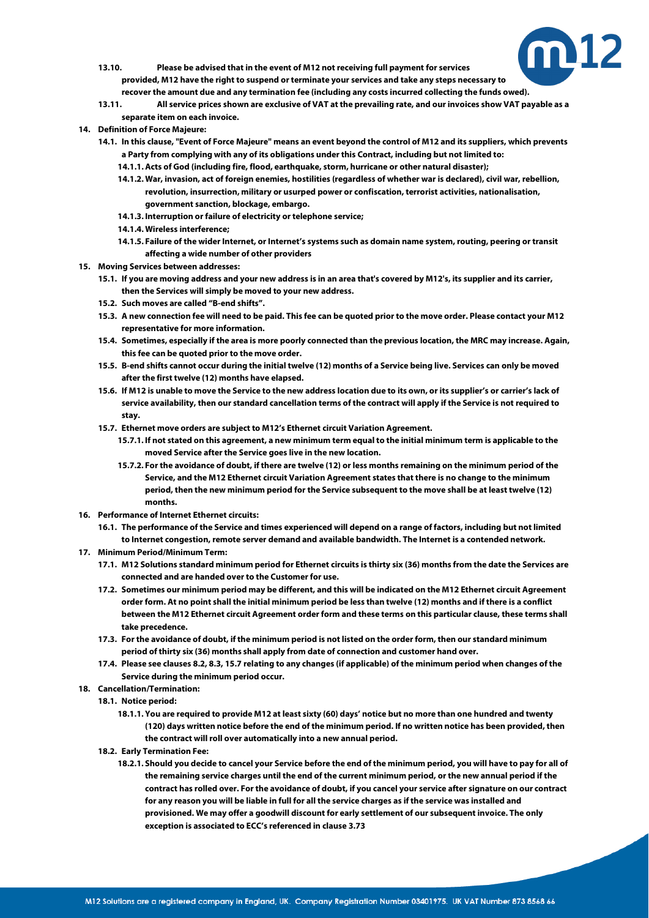13.10. Please be advised that in the event of M12 not receiving full payment for services provided, M12 have the right to suspend or terminate your services and take any steps necessary to recover the amount due and any termination fee (including any costs incurred collecting the funds owed).

13.11. All service prices shown are exclusive of VAT at the prevailing rate, and our invoices show VAT payable as a separate item on each invoice.

14. **Definition of Force Majeure:**
    - 14.1. In this clause, "Event of Force Majeure" means an event beyond the control of M12 and its suppliers, which prevents a Party from complying with any of its obligations under this Contract, including but not limited to:
        - 14.1.1. Acts of God (including fire, flood, earthquake, storm, hurricane or other natural disaster);
        - 14.1.2. War, invasion, act of foreign enemies, hostilities (regardless of whether war is declared), civil war, rebellion, revolution, insurrection, military or usurped power or confiscation, terrorist activities, nationalisation, government sanction, blockage, embargo.
        - 14.1.3. Interruption or failure of electricity or telephone service;
        - 14.1.4. Wireless interference;
        - 14.1.5. Failure of the wider Internet, or Internet's systems such as domain name system, routing, peering or transit affecting a wide number of other providers

15. **Moving Services between addresses:**
    - 15.1. If you are moving address and your new address is in an area that's covered by M12's, its supplier and its carrier, then the Services will simply be moved to your new address.
    - 15.2. Such moves are called "B-end shifts".
    - 15.3. A new connection fee will need to be paid. This fee can be quoted prior to the move order. Please contact your M12 representative for more information.
    - 15.4. Sometimes, especially if the area is more poorly connected than the previous location, the MRC may increase. Again, this fee can be quoted prior to the move order.
    - 15.5. B-end shifts cannot occur during the initial twelve (12) months of a Service being live. Services can only be moved after the first twelve (12) months have elapsed.
    - 15.6. If M12 is unable to move the Service to the new address location due to its own, or its supplier's or carrier's lack of service availability, then our standard cancellation terms of the contract will apply if the Service is not required to stay.
    - 15.7. Ethernet move orders are subject to M12's Ethernet circuit Variation Agreement.
        - 15.7.1. If not stated on this agreement, a new minimum term equal to the initial minimum term is applicable to the moved Service after the Service goes live in the new location.
        - 15.7.2. For the avoidance of doubt, if there are twelve (12) or less months remaining on the minimum period of the Service, and the M12 Ethernet circuit Variation Agreement states that there is no change to the minimum period, then the new minimum period for the Service subsequent to the move shall be at least twelve (12) months.

16. **Performance of Internet Ethernet circuits:**
    - 16.1. The performance of the Service and times experienced will depend on a range of factors, including but not limited to Internet congestion, remote server demand and available bandwidth. The Internet is a contended network.

17. **Minimum Period/Minimum Term:**
    - 17.1. M12 Solutions standard minimum period for Ethernet circuits is thirty six (36) months from the date the Services are connected and are handed over to the Customer for use.
    - 17.2. Sometimes our minimum period may be different, and this will be indicated on the M12 Ethernet circuit Agreement order form. At no point shall the initial minimum period be less than twelve (12) months and if there is a conflict between the M12 Ethernet circuit Agreement order form and these terms on this particular clause, these terms shall take precedence.
    - 17.3. For the avoidance of doubt, if the minimum period is not listed on the order form, then our standard minimum period of thirty six (36) months shall apply from date of connection and customer hand over.
    - 17.4. Please see clauses 8.2, 8.3, 15.7 relating to any changes (if applicable) of the minimum period when changes of the Service during the minimum period occur.

18. **Cancellation/Termination:**
    - 18.1. Notice period:
        - 18.1.1. You are required to provide M12 at least sixty (60) days' notice but no more than one hundred and twenty (120) days written notice before the end of the minimum period. If no written notice has been provided, then the contract will roll over automatically into a new annual period.
    - 18.2. Early Termination Fee:
        - 18.2.1. Should you decide to cancel your Service before the end of the minimum period, you will have to pay for all of the remaining service charges until the end of the current minimum period, or the new annual period if the contract has rolled over. For the avoidance of doubt, if you cancel your service after signature on our contract for any reason you will be liable in full for all the service charges as if the service was installed and provisioned. We may offer a goodwill discount for early settlement of our subsequent invoice. The only exception is associated to ECC's referenced in clause 3.73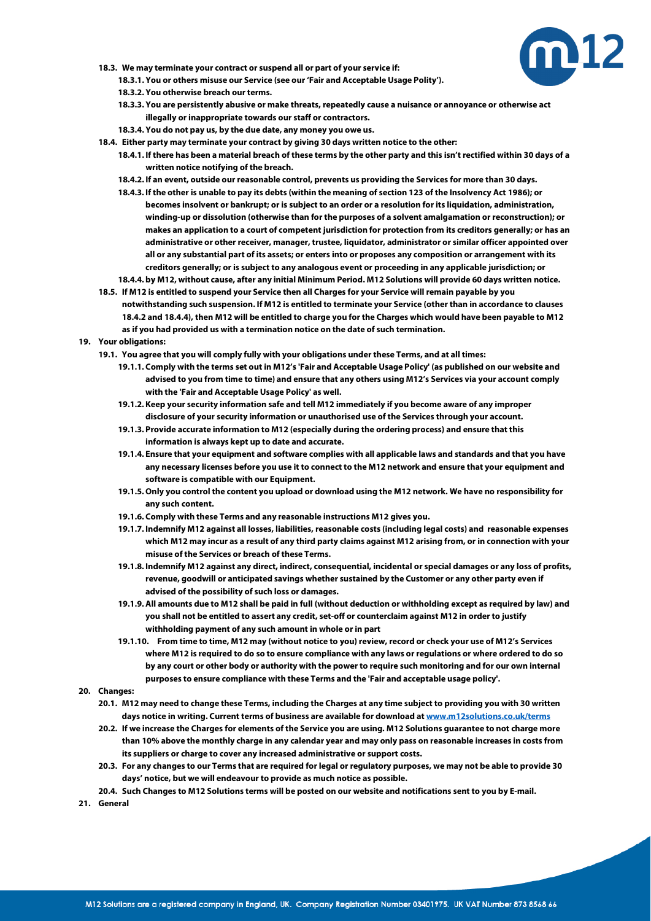- **18.3. We may terminate your contract or suspend all or part of your service if:**
  - **18.3.1. You or others misuse our Service (see our 'Fair and Acceptable Usage Polity').**
  - **18.3.2. You otherwise breach our terms.**
  - **18.3.3. You are persistently abusive or make threats, repeatedly cause a nuisance or annoyance or otherwise act illegally or inappropriate towards our staff or contractors.**
  - **18.3.4. You do not pay us, by the due date, any money you owe us.**
- **18.4. Either party may terminate your contract by giving 30 days written notice to the other:**
  - **18.4.1. If there has been a material breach of these terms by the other party and this isn't rectified within 30 days of a written notice notifying of the breach.**
  - **18.4.2. If an event, outside our reasonable control, prevents us providing the Services for more than 30 days.**
  - **18.4.3. If the other is unable to pay its debts (within the meaning of section 123 of the Insolvency Act 1986); or becomes insolvent or bankrupt; or is subject to an order or a resolution for its liquidation, administration, winding-up or dissolution (otherwise than for the purposes of a solvent amalgamation or reconstruction); or makes an application to a court of competent jurisdiction for protection from its creditors generally; or has an administrative or other receiver, manager, trustee, liquidator, administrator or similar officer appointed over all or any substantial part of its assets; or enters into or proposes any composition or arrangement with its creditors generally; or is subject to any analogous event or proceeding in any applicable jurisdiction; or**
  - **18.4.4. by M12, without cause, after any initial Minimum Period. M12 Solutions will provide 60 days written notice.**
- **18.5. If M12 is entitled to suspend your Service then all Charges for your Service will remain payable by you notwithstanding such suspension. If M12 is entitled to terminate your Service (other than in accordance to clauses 18.4.2 and 18.4.4), then M12 will be entitled to charge you for the Charges which would have been payable to M12 as if you had provided us with a termination notice on the date of such termination.**

**19. Your obligations:**

- **19.1. You agree that you will comply fully with your obligations under these Terms, and at all times:**
  - **19.1.1. Comply with the terms set out in M12's 'Fair and Acceptable Usage Policy' (as published on our website and advised to you from time to time) and ensure that any others using M12's Services via your account comply with the 'Fair and Acceptable Usage Policy' as well.**
  - **19.1.2. Keep your security information safe and tell M12 immediately if you become aware of any improper disclosure of your security information or unauthorised use of the Services through your account.**
  - **19.1.3. Provide accurate information to M12 (especially during the ordering process) and ensure that this information is always kept up to date and accurate.**
  - **19.1.4. Ensure that your equipment and software complies with all applicable laws and standards and that you have any necessary licenses before you use it to connect to the M12 network and ensure that your equipment and software is compatible with our Equipment.**
  - **19.1.5. Only you control the content you upload or download using the M12 network. We have no responsibility for any such content.**
  - **19.1.6. Comply with these Terms and any reasonable instructions M12 gives you.**
  - **19.1.7. Indemnify M12 against all losses, liabilities, reasonable costs (including legal costs) and reasonable expenses which M12 may incur as a result of any third party claims against M12 arising from, or in connection with your misuse of the Services or breach of these Terms.**
  - **19.1.8. Indemnify M12 against any direct, indirect, consequential, incidental or special damages or any loss of profits, revenue, goodwill or anticipated savings whether sustained by the Customer or any other party even if advised of the possibility of such loss or damages.**
  - **19.1.9. All amounts due to M12 shall be paid in full (without deduction or withholding except as required by law) and you shall not be entitled to assert any credit, set-off or counterclaim against M12 in order to justify withholding payment of any such amount in whole or in part**
  - **19.1.10. From time to time, M12 may (without notice to you) review, record or check your use of M12's Services where M12 is required to do so to ensure compliance with any laws or regulations or where ordered to do so by any court or other body or authority with the power to require such monitoring and for our own internal purposes to ensure compliance with these Terms and the 'Fair and acceptable usage policy'.**

**20. Changes:**

- **20.1. M12 may need to change these Terms, including the Charges at any time subject to providing you with 30 written days notice in writing. Current terms of business are available for download at [www.m12solutions.co.uk/terms](www.m12solutions.co.uk/terms)**
- **20.2. If we increase the Charges for elements of the Service you are using. M12 Solutions guarantee to not charge more than 10% above the monthly charge in any calendar year and may only pass on reasonable increases in costs from its suppliers or charge to cover any increased administrative or support costs.**
- **20.3. For any changes to our Terms that are required for legal or regulatory purposes, we may not be able to provide 30 days' notice, but we will endeavour to provide as much notice as possible.**
- **20.4. Such Changes to M12 Solutions terms will be posted on our website and notifications sent to you by E-mail.**

**21. General**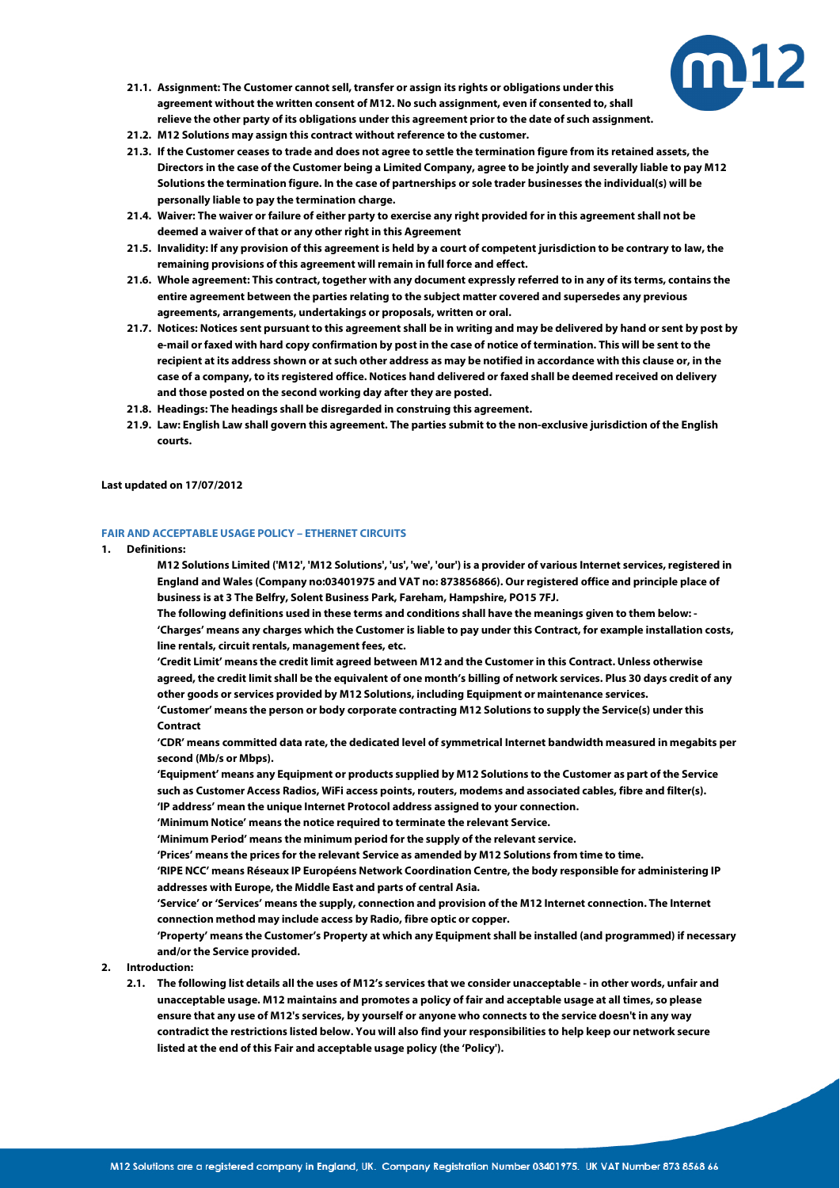**21.1. Assignment: The Customer cannot sell, transfer or assign its rights or obligations under this agreement without the written consent of M12. No such assignment, even if consented to, shall relieve the other party of its obligations under this agreement prior to the date of such assignment.**

**21.2. M12 Solutions may assign this contract without reference to the customer.**

**21.3. If the Customer ceases to trade and does not agree to settle the termination figure from its retained assets, the Directors in the case of the Customer being a Limited Company, agree to be jointly and severally liable to pay M12 Solutions the termination figure. In the case of partnerships or sole trader businesses the individual(s) will be personally liable to pay the termination charge.**

**21.4. Waiver: The waiver or failure of either party to exercise any right provided for in this agreement shall not be deemed a waiver of that or any other right in this Agreement**

**21.5. Invalidity: If any provision of this agreement is held by a court of competent jurisdiction to be contrary to law, the remaining provisions of this agreement will remain in full force and effect.**

**21.6. Whole agreement: This contract, together with any document expressly referred to in any of its terms, contains the entire agreement between the parties relating to the subject matter covered and supersedes any previous agreements, arrangements, undertakings or proposals, written or oral.**

**21.7. Notices: Notices sent pursuant to this agreement shall be in writing and may be delivered by hand or sent by post by e-mail or faxed with hard copy confirmation by post in the case of notice of termination. This will be sent to the recipient at its address shown or at such other address as may be notified in accordance with this clause or, in the case of a company, to its registered office. Notices hand delivered or faxed shall be deemed received on delivery and those posted on the second working day after they are posted.**

**21.8. Headings: The headings shall be disregarded in construing this agreement.**

**21.9. Law: English Law shall govern this agreement. The parties submit to the non-exclusive jurisdiction of the English courts.**

**Last updated on 17/07/2012**

## FAIR AND ACCEPTABLE USAGE POLICY – ETHERNET CIRCUITS

**1. Definitions:**

**M12 Solutions Limited ('M12', 'M12 Solutions', 'us', 'we', 'our') is a provider of various Internet services, registered in England and Wales (Company no:03401975 and VAT no: 873856866). Our registered office and principle place of business is at 3 The Belfry, Solent Business Park, Fareham, Hampshire, PO15 7FJ.**

**The following definitions used in these terms and conditions shall have the meanings given to them below: -**

**'Charges' means any charges which the Customer is liable to pay under this Contract, for example installation costs, line rentals, circuit rentals, management fees, etc.**

**'Credit Limit' means the credit limit agreed between M12 and the Customer in this Contract. Unless otherwise agreed, the credit limit shall be the equivalent of one month's billing of network services. Plus 30 days credit of any other goods or services provided by M12 Solutions, including Equipment or maintenance services.**

**'Customer' means the person or body corporate contracting M12 Solutions to supply the Service(s) under this Contract**

**'CDR' means committed data rate, the dedicated level of symmetrical Internet bandwidth measured in megabits per second (Mb/s or Mbps).**

**'Equipment' means any Equipment or products supplied by M12 Solutions to the Customer as part of the Service such as Customer Access Radios, WiFi access points, routers, modems and associated cables, fibre and filter(s).**

**'IP address' mean the unique Internet Protocol address assigned to your connection.**

**'Minimum Notice' means the notice required to terminate the relevant Service.**

**'Minimum Period' means the minimum period for the supply of the relevant service.**

**'Prices' means the prices for the relevant Service as amended by M12 Solutions from time to time.**

**'RIPE NCC' means Réseaux IP Européens Network Coordination Centre, the body responsible for administering IP addresses with Europe, the Middle East and parts of central Asia.**

**'Service' or 'Services' means the supply, connection and provision of the M12 Internet connection. The Internet connection method may include access by Radio, fibre optic or copper.**

**'Property' means the Customer's Property at which any Equipment shall be installed (and programmed) if necessary and/or the Service provided.**

**2. Introduction:**

**2.1. The following list details all the uses of M12's services that we consider unacceptable - in other words, unfair and unacceptable usage. M12 maintains and promotes a policy of fair and acceptable usage at all times, so please ensure that any use of M12's services, by yourself or anyone who connects to the service doesn't in any way contradict the restrictions listed below. You will also find your responsibilities to help keep our network secure listed at the end of this Fair and acceptable usage policy (the 'Policy').**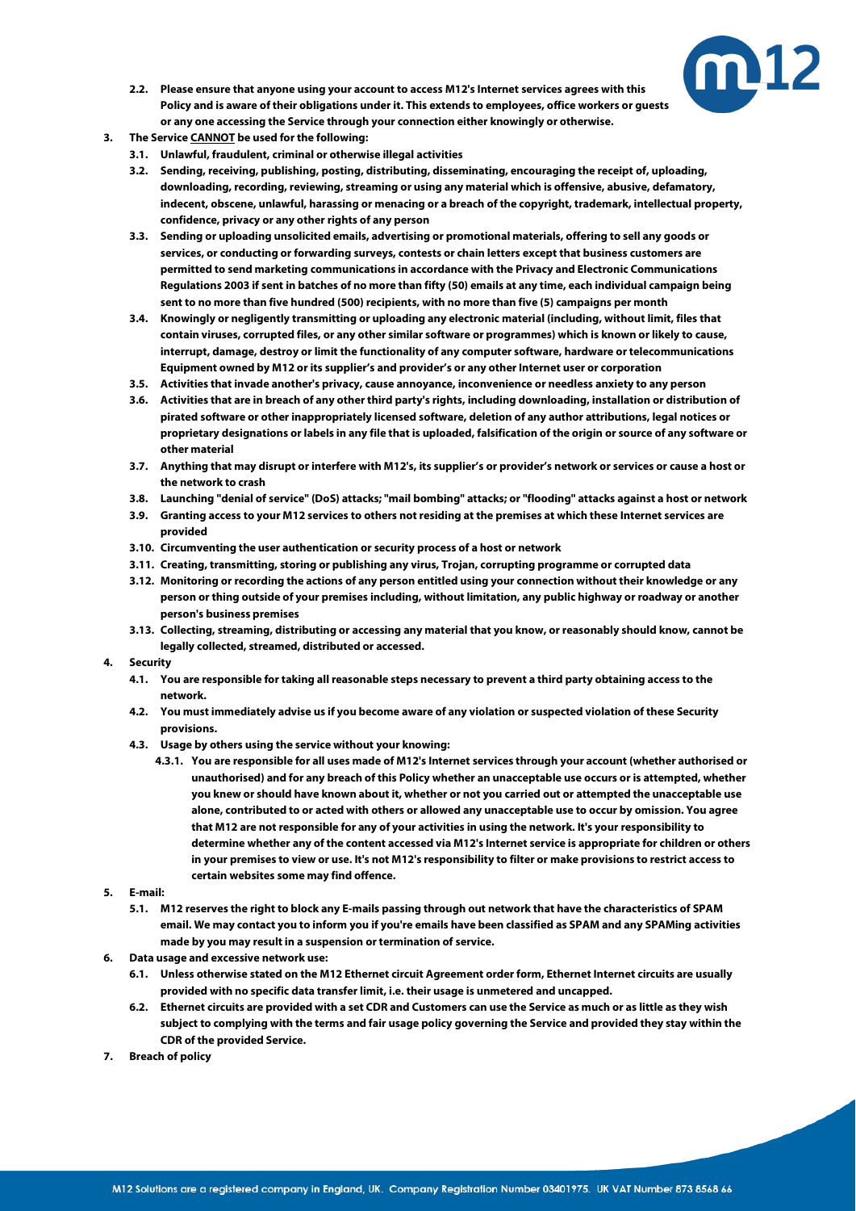2.2. **Please ensure that anyone using your account to access M12's Internet services agrees with this Policy and is aware of their obligations under it. This extends to employees, office workers or guests or any one accessing the Service through your connection either knowingly or otherwise.**

3. **The Service CANNOT be used for the following:**
   - 3.1. **Unlawful, fraudulent, criminal or otherwise illegal activities**
   - 3.2. **Sending, receiving, publishing, posting, distributing, disseminating, encouraging the receipt of, uploading, downloading, recording, reviewing, streaming or using any material which is offensive, abusive, defamatory, indecent, obscene, unlawful, harassing or menacing or a breach of the copyright, trademark, intellectual property, confidence, privacy or any other rights of any person**
   - 3.3. **Sending or uploading unsolicited emails, advertising or promotional materials, offering to sell any goods or services, or conducting or forwarding surveys, contests or chain letters except that business customers are permitted to send marketing communications in accordance with the Privacy and Electronic Communications Regulations 2003 if sent in batches of no more than fifty (50) emails at any time, each individual campaign being sent to no more than five hundred (500) recipients, with no more than five (5) campaigns per month**
   - 3.4. **Knowingly or negligently transmitting or uploading any electronic material (including, without limit, files that contain viruses, corrupted files, or any other similar software or programmes) which is known or likely to cause, interrupt, damage, destroy or limit the functionality of any computer software, hardware or telecommunications Equipment owned by M12 or its supplier's and provider's or any other Internet user or corporation**
   - 3.5. **Activities that invade another's privacy, cause annoyance, inconvenience or needless anxiety to any person**
   - 3.6. **Activities that are in breach of any other third party's rights, including downloading, installation or distribution of pirated software or other inappropriately licensed software, deletion of any author attributions, legal notices or proprietary designations or labels in any file that is uploaded, falsification of the origin or source of any software or other material**
   - 3.7. **Anything that may disrupt or interfere with M12's, its supplier's or provider's network or services or cause a host or the network to crash**
   - 3.8. **Launching "denial of service" (DoS) attacks; "mail bombing" attacks; or "flooding" attacks against a host or network**
   - 3.9. **Granting access to your M12 services to others not residing at the premises at which these Internet services are provided**
   - 3.10. **Circumventing the user authentication or security process of a host or network**
   - 3.11. **Creating, transmitting, storing or publishing any virus, Trojan, corrupting programme or corrupted data**
   - 3.12. **Monitoring or recording the actions of any person entitled using your connection without their knowledge or any person or thing outside of your premises including, without limitation, any public highway or roadway or another person's business premises**
   - 3.13. **Collecting, streaming, distributing or accessing any material that you know, or reasonably should know, cannot be legally collected, streamed, distributed or accessed.**

4. **Security**
   - 4.1. **You are responsible for taking all reasonable steps necessary to prevent a third party obtaining access to the network.**
   - 4.2. **You must immediately advise us if you become aware of any violation or suspected violation of these Security provisions.**
   - 4.3. **Usage by others using the service without your knowing:**
     - 4.3.1. **You are responsible for all uses made of M12's Internet services through your account (whether authorised or unauthorised) and for any breach of this Policy whether an unacceptable use occurs or is attempted, whether you knew or should have known about it, whether or not you carried out or attempted the unacceptable use alone, contributed to or acted with others or allowed any unacceptable use to occur by omission. You agree that M12 are not responsible for any of your activities in using the network. It's your responsibility to determine whether any of the content accessed via M12's Internet service is appropriate for children or others in your premises to view or use. It's not M12's responsibility to filter or make provisions to restrict access to certain websites some may find offence.**

5. **E-mail:**
   - 5.1. **M12 reserves the right to block any E-mails passing through out network that have the characteristics of SPAM email. We may contact you to inform you if you're emails have been classified as SPAM and any SPAMing activities made by you may result in a suspension or termination of service.**

6. **Data usage and excessive network use:**
   - 6.1. **Unless otherwise stated on the M12 Ethernet circuit Agreement order form, Ethernet Internet circuits are usually provided with no specific data transfer limit, i.e. their usage is unmetered and uncapped.**
   - 6.2. **Ethernet circuits are provided with a set CDR and Customers can use the Service as much or as little as they wish subject to complying with the terms and fair usage policy governing the Service and provided they stay within the CDR of the provided Service.**

7. **Breach of policy**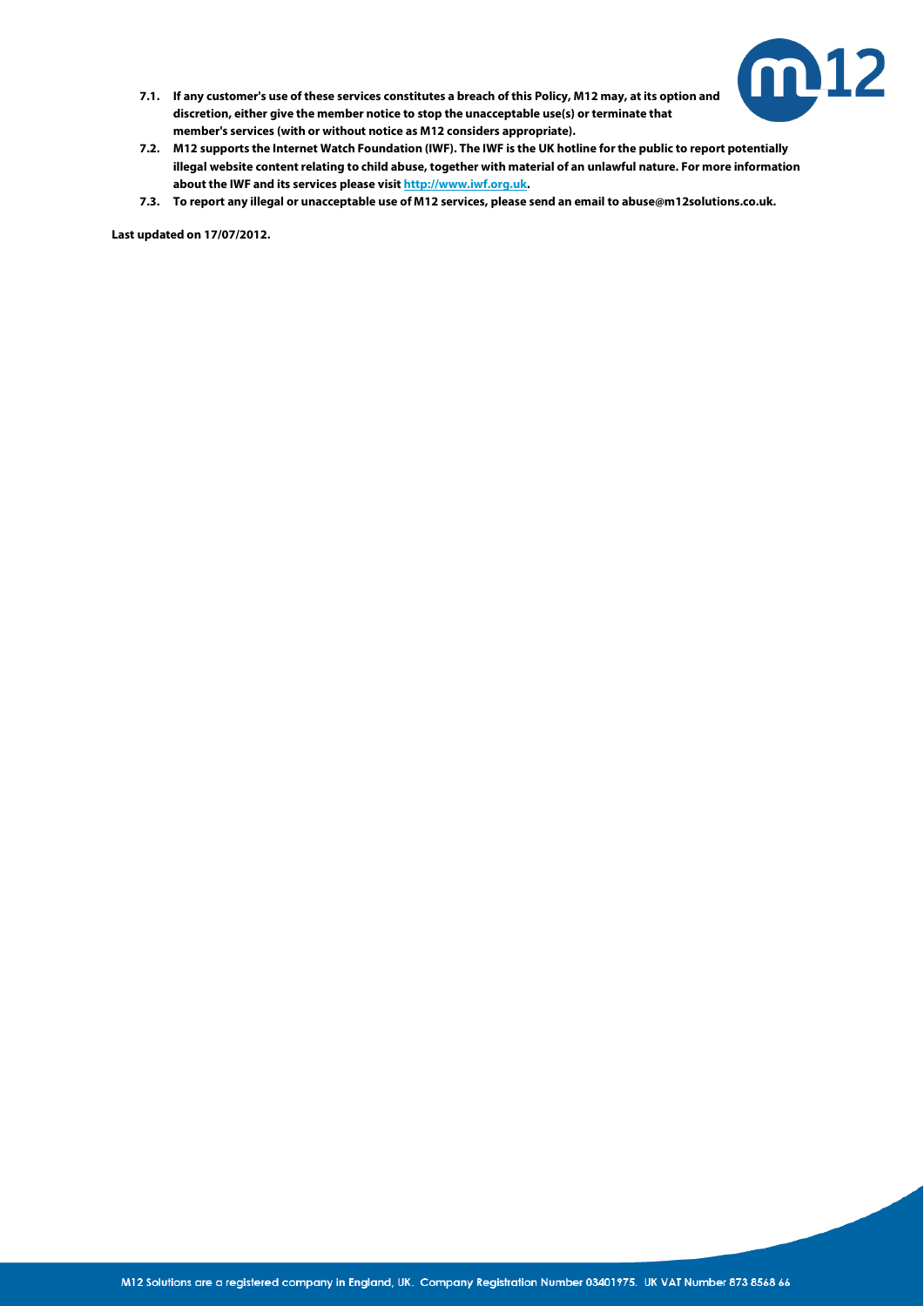**7.1.** **If any customer's use of these services constitutes a breach of this Policy, M12 may, at its option and discretion, either give the member notice to stop the unacceptable use(s) or terminate that member's services (with or without notice as M12 considers appropriate).**

**7.2.** **M12 supports the Internet Watch Foundation (IWF). The IWF is the UK hotline for the public to report potentially illegal website content relating to child abuse, together with material of an unlawful nature. For more information about the IWF and its services please visit [http://www.iwf.org.uk](http://www.iwf.org.uk).**

**7.3.** **To report any illegal or unacceptable use of M12 services, please send an email to abuse@m12solutions.co.uk.**

**Last updated on 17/07/2012.**